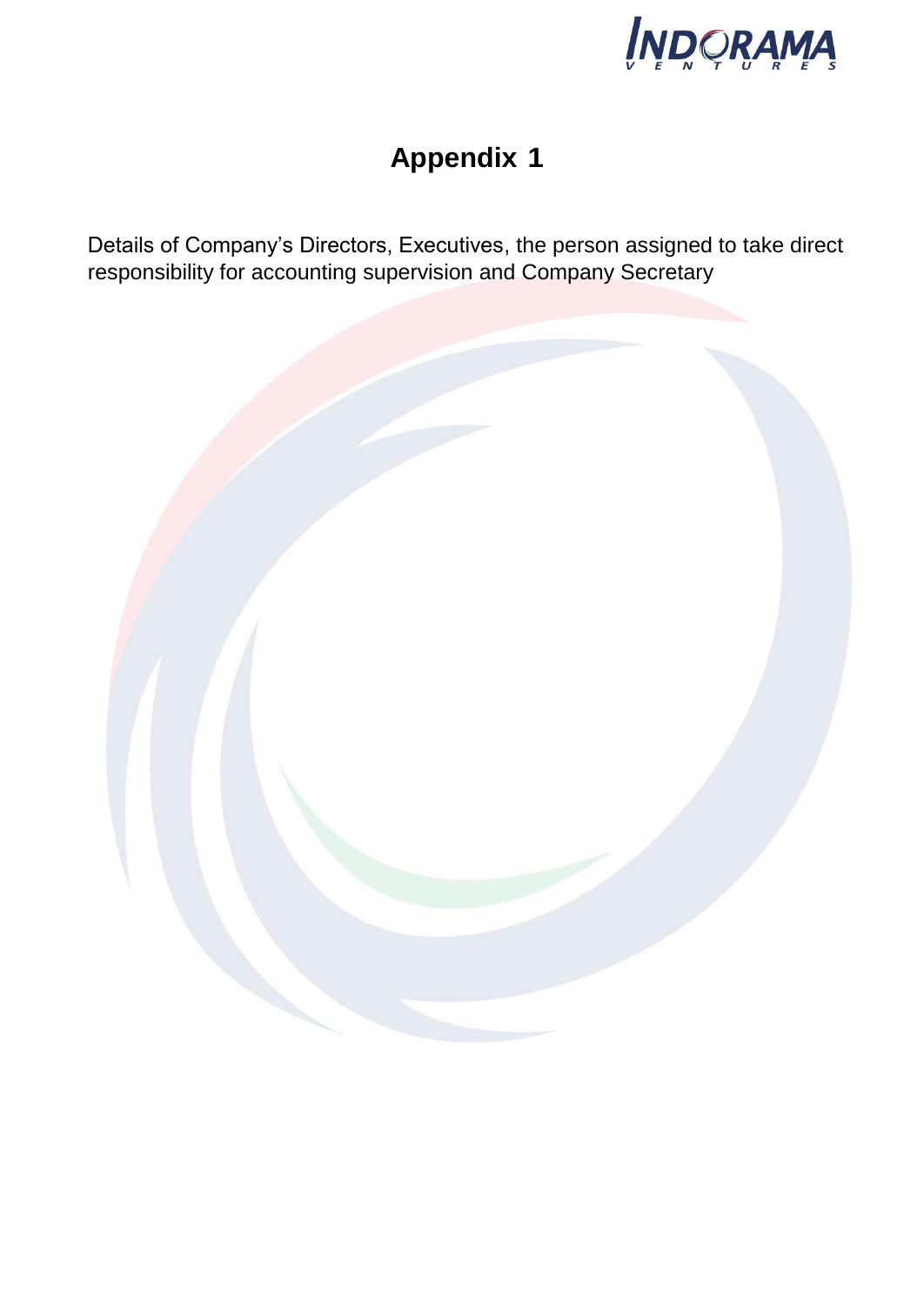# Appendix 1

Details of Company's Directors, Executives, the person assigned to take direct responsibility for accounting supervision and Company Secretary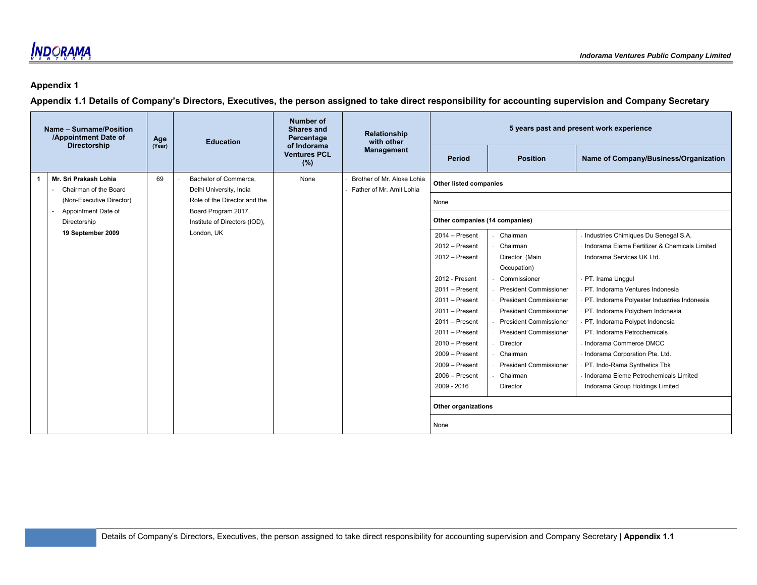## Appendix 1

### Appendix 1.1 Details of Company's Directors, Executives, the person assigned to take direct responsibility for accounting supervision and Company Secretary

| | Name – Surname/Position /Appointment Date of Directorship | Age (Year) | Education | Number of Shares and Percentage of Indorama Ventures PCL (%) | Relationship with other Management | 5 years past and present work experience | | |
|---|---|---|---|---|---|---|---|---|
| | | | | | | Period | Position | Name of Company/Business/Organization |
| 1 | **Mr. Sri Prakash Lohia**<br>- Chairman of the Board (Non-Executive Director)<br>- Appointment Date of Directorship<br>**19 September 2009** | 69 | - Bachelor of Commerce, Delhi University, India<br>- Role of the Director and the Board Program 2017, Institute of Directors (IOD), London, UK | None | - Brother of Mr. Aloke Lohia<br>- Father of Mr. Amit Lohia | **Other listed companies** | | |
| | | | | | | None | | |
| | | | | | | **Other companies (14 companies)** | | |
| | | | | | | 2014 – Present | - Chairman | - Industries Chimiques Du Senegal S.A. |
| | | | | | | 2012 – Present | - Chairman | - Indorama Eleme Fertilizer & Chemicals Limited |
| | | | | | | 2012 – Present | - Director (Main Occupation) | - Indorama Services UK Ltd. |
| | | | | | | 2012 - Present | - Commissioner | - PT. Irama Unggul |
| | | | | | | 2011 – Present | - President Commissioner | - PT. Indorama Ventures Indonesia |
| | | | | | | 2011 – Present | - President Commissioner | - PT. Indorama Polyester Industries Indonesia |
| | | | | | | 2011 – Present | - President Commissioner | - PT. Indorama Polychem Indonesia |
| | | | | | | 2011 – Present | - President Commissioner | - PT. Indorama Polypet Indonesia |
| | | | | | | 2011 – Present | - President Commissioner | - PT. Indorama Petrochemicals |
| | | | | | | 2010 – Present | - Director | - Indorama Commerce DMCC |
| | | | | | | 2009 – Present | - Chairman | - Indorama Corporation Pte. Ltd. |
| | | | | | | 2009 – Present | - President Commissioner | - PT. Indo-Rama Synthetics Tbk |
| | | | | | | 2006 – Present | - Chairman | - Indorama Eleme Petrochemicals Limited |
| | | | | | | 2009 - 2016 | - Director | - Indorama Group Holdings Limited |
| | | | | | | **Other organizations** | | |
| | | | | | | None | | |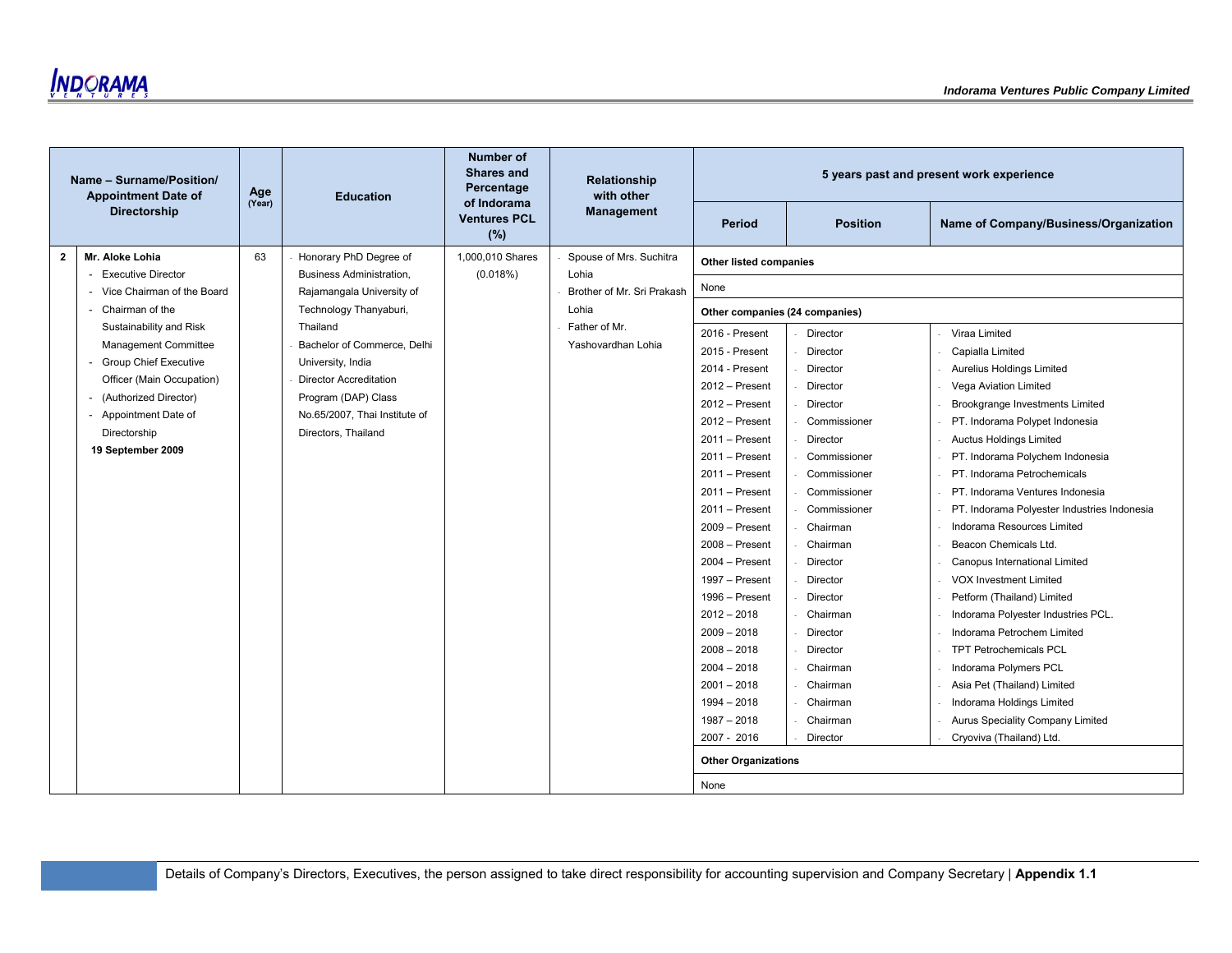| | Name – Surname/Position/ Appointment Date of Directorship | Age (Year) | Education | Number of Shares and Percentage of Indorama Ventures PCL (%) | Relationship with other Management | 5 years past and present work experience | | |
|---|---|---|---|---|---|---|---|---|
| | | | | | | Period | Position | Name of Company/Business/Organization |
| 2 | **Mr. Aloke Lohia**<br>- Executive Director<br>- Vice Chairman of the Board<br>- Chairman of the Sustainability and Risk Management Committee<br>- Group Chief Executive Officer (Main Occupation)<br>- (Authorized Director)<br>- Appointment Date of Directorship<br>**19 September 2009** | 63 | - Honorary PhD Degree of Business Administration, Rajamangala University of Technology Thanyaburi, Thailand<br>- Bachelor of Commerce, Delhi University, India<br>- Director Accreditation Program (DAP) Class No.65/2007, Thai Institute of Directors, Thailand | 1,000,010 Shares (0.018%) | - Spouse of Mrs. Suchitra Lohia<br>- Brother of Mr. Sri Prakash Lohia<br>- Father of Mr. Yashovardhan Lohia | **Other listed companies** | | |
| | | | | | | None | | |
| | | | | | | **Other companies (24 companies)** | | |
| | | | | | | 2016 - Present | - Director | - Viraa Limited |
| | | | | | | 2015 - Present | - Director | - Capialla Limited |
| | | | | | | 2014 - Present | - Director | - Aurelius Holdings Limited |
| | | | | | | 2012 – Present | - Director | - Vega Aviation Limited |
| | | | | | | 2012 – Present | - Director | - Brookgrange Investments Limited |
| | | | | | | 2012 – Present | - Commissioner | - PT. Indorama Polypet Indonesia |
| | | | | | | 2011 – Present | - Director | - Auctus Holdings Limited |
| | | | | | | 2011 – Present | - Commissioner | - PT. Indorama Polychem Indonesia |
| | | | | | | 2011 – Present | - Commissioner | - PT. Indorama Petrochemicals |
| | | | | | | 2011 – Present | - Commissioner | - PT. Indorama Ventures Indonesia |
| | | | | | | 2011 – Present | - Commissioner | - PT. Indorama Polyester Industries Indonesia |
| | | | | | | 2009 – Present | - Chairman | - Indorama Resources Limited |
| | | | | | | 2008 – Present | - Chairman | - Beacon Chemicals Ltd. |
| | | | | | | 2004 – Present | - Director | - Canopus International Limited |
| | | | | | | 1997 – Present | - Director | - VOX Investment Limited |
| | | | | | | 1996 – Present | - Director | - Petform (Thailand) Limited |
| | | | | | | 2012 – 2018 | - Chairman | - Indorama Polyester Industries PCL. |
| | | | | | | 2009 – 2018 | - Director | - Indorama Petrochem Limited |
| | | | | | | 2008 – 2018 | - Director | - TPT Petrochemicals PCL |
| | | | | | | 2004 – 2018 | - Chairman | - Indorama Polymers PCL |
| | | | | | | 2001 – 2018 | - Chairman | - Asia Pet (Thailand) Limited |
| | | | | | | 1994 – 2018 | - Chairman | - Indorama Holdings Limited |
| | | | | | | 1987 – 2018 | - Chairman | - Aurus Speciality Company Limited |
| | | | | | | 2007 - 2016 | - Director | - Cryoviva (Thailand) Ltd. |
| | | | | | | **Other Organizations** | | |
| | | | | | | None | | |

Details of Company's Directors, Executives, the person assigned to take direct responsibility for accounting supervision and Company Secretary | **Appendix 1.1**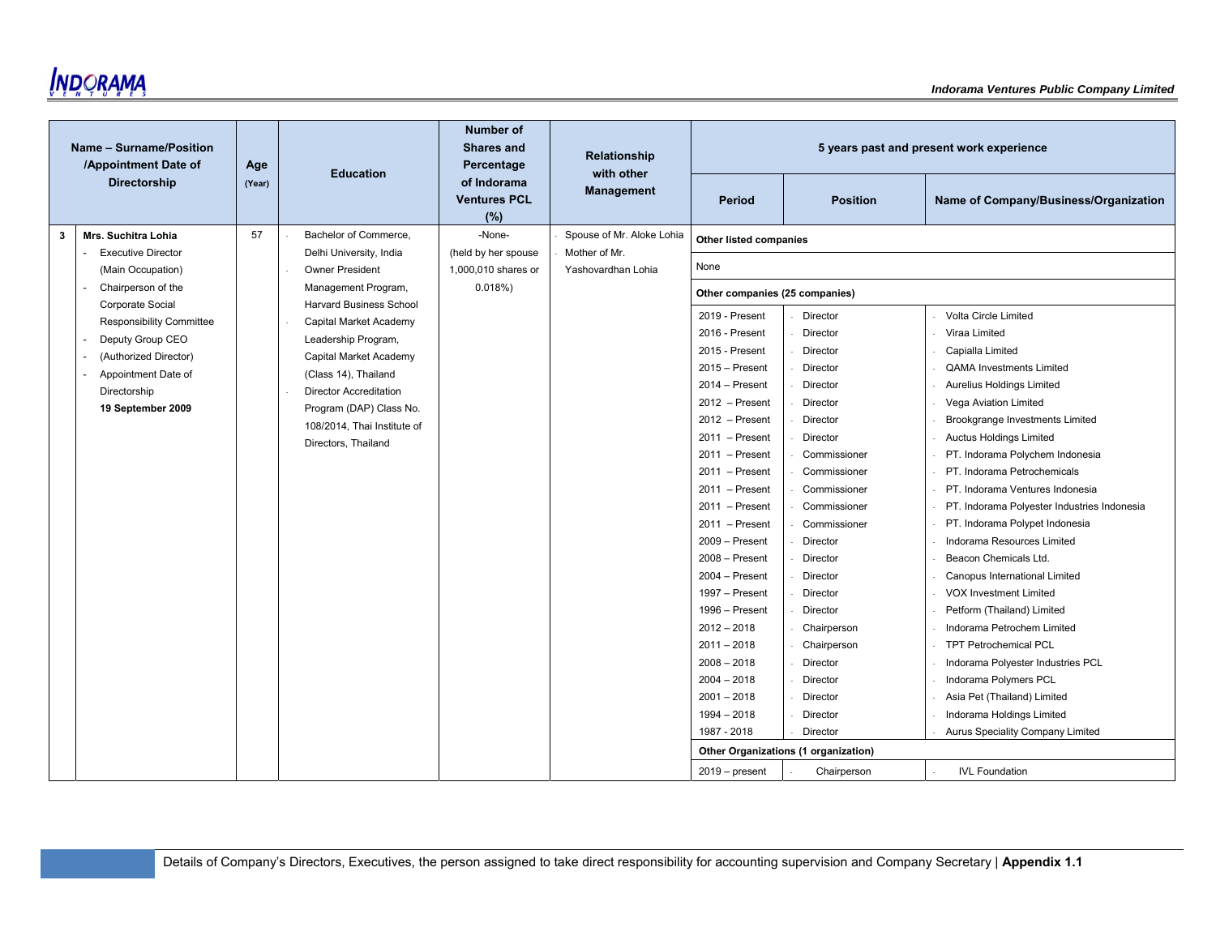| Name – Surname/Position /Appointment Date of Directorship | | Age (Year) | Education | Number of Shares and Percentage of Indorama Ventures PCL (%) | Relationship with other Management | 5 years past and present work experience | | |
|---|---|---|---|---|---|---|---|---|
| | | | | | | Period | Position | Name of Company/Business/Organization |
| 3 | **Mrs. Suchitra Lohia**<br>- Executive Director (Main Occupation)<br>- Chairperson of the Corporate Social Responsibility Committee<br>- Deputy Group CEO<br>- (Authorized Director)<br>- Appointment Date of Directorship **19 September 2009** | 57 | - Bachelor of Commerce, Delhi University, India<br>- Owner President Management Program, Harvard Business School<br>- Capital Market Academy Leadership Program, Capital Market Academy (Class 14), Thailand<br>- Director Accreditation Program (DAP) Class No. 108/2014, Thai Institute of Directors, Thailand | -None-<br>(held by her spouse 1,000,010 shares or 0.018%) | - Spouse of Mr. Aloke Lohia<br>- Mother of Mr. Yashovardhan Lohia | **Other listed companies** | | |
| | | | | | | None | | |
| | | | | | | **Other companies (25 companies)** | | |
| | | | | | | 2019 - Present | - Director | - Volta Circle Limited |
| | | | | | | 2016 - Present | - Director | - Viraa Limited |
| | | | | | | 2015 - Present | - Director | - Capialla Limited |
| | | | | | | 2015 – Present | - Director | - QAMA Investments Limited |
| | | | | | | 2014 – Present | - Director | - Aurelius Holdings Limited |
| | | | | | | 2012 – Present | - Director | - Vega Aviation Limited |
| | | | | | | 2012 – Present | - Director | - Brookgrange Investments Limited |
| | | | | | | 2011 – Present | - Director | - Auctus Holdings Limited |
| | | | | | | 2011 – Present | - Commissioner | - PT. Indorama Polychem Indonesia |
| | | | | | | 2011 – Present | - Commissioner | - PT. Indorama Petrochemicals |
| | | | | | | 2011 – Present | - Commissioner | - PT. Indorama Ventures Indonesia |
| | | | | | | 2011 – Present | - Commissioner | - PT. Indorama Polyester Industries Indonesia |
| | | | | | | 2011 – Present | - Commissioner | - PT. Indorama Polypet Indonesia |
| | | | | | | 2009 – Present | - Director | - Indorama Resources Limited |
| | | | | | | 2008 – Present | - Director | - Beacon Chemicals Ltd. |
| | | | | | | 2004 – Present | - Director | - Canopus International Limited |
| | | | | | | 1997 – Present | - Director | - VOX Investment Limited |
| | | | | | | 1996 – Present | - Director | - Petform (Thailand) Limited |
| | | | | | | 2012 – 2018 | - Chairperson | - Indorama Petrochem Limited |
| | | | | | | 2011 – 2018 | - Chairperson | - TPT Petrochemical PCL |
| | | | | | | 2008 – 2018 | - Director | - Indorama Polyester Industries PCL |
| | | | | | | 2004 – 2018 | - Director | - Indorama Polymers PCL |
| | | | | | | 2001 – 2018 | - Director | - Asia Pet (Thailand) Limited |
| | | | | | | 1994 – 2018 | - Director | - Indorama Holdings Limited |
| | | | | | | 1987 - 2018 | - Director | - Aurus Speciality Company Limited |
| | | | | | | **Other Organizations (1 organization)** | | |
| | | | | | | 2019 – present | - Chairperson | - IVL Foundation |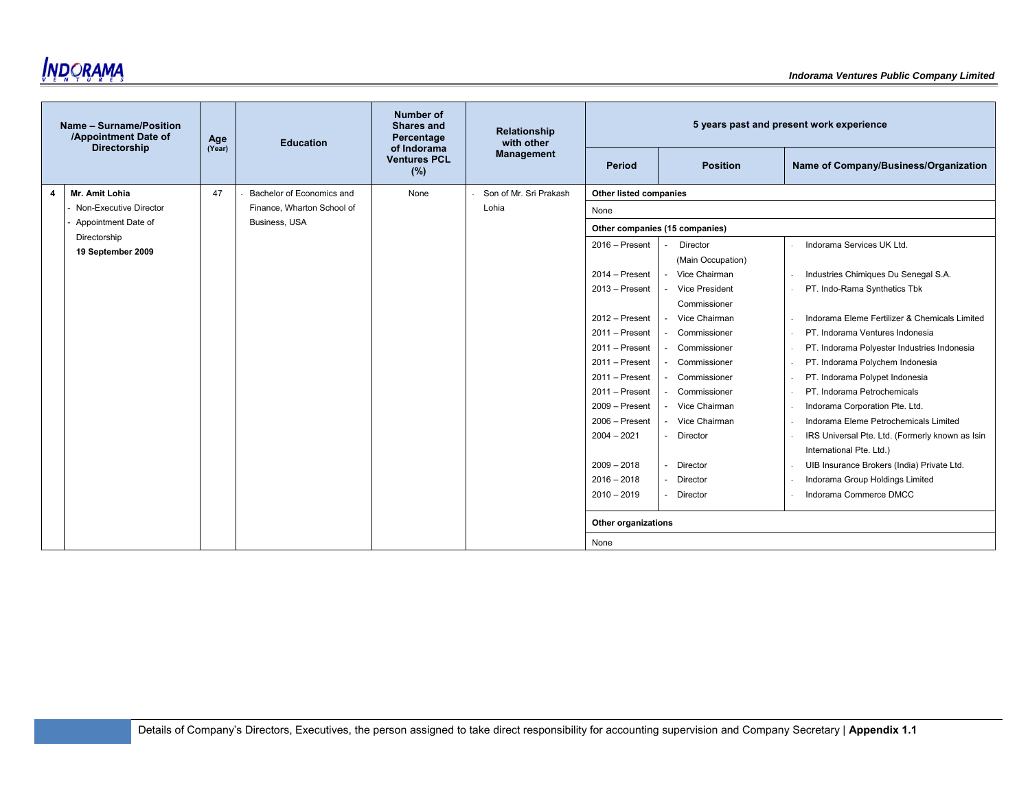| | Name – Surname/Position /Appointment Date of Directorship | Age (Year) | Education | Number of Shares and Percentage of Indorama Ventures PCL (%) | Relationship with other Management | 5 years past and present work experience | | |
|---|---|---|---|---|---|---|---|---|
| | | | | | | Period | Position | Name of Company/Business/Organization |
| 4 | **Mr. Amit Lohia**<br>- Non-Executive Director<br>- Appointment Date of Directorship<br>**19 September 2009** | 47 | - Bachelor of Economics and Finance, Wharton School of Business, USA | None | - Son of Mr. Sri Prakash Lohia | **Other listed companies** | | |
| | | | | | | None | | |
| | | | | | | **Other companies (15 companies)** | | |
| | | | | | | 2016 – Present | - Director (Main Occupation) | - Indorama Services UK Ltd. |
| | | | | | | 2014 – Present | - Vice Chairman | - Industries Chimiques Du Senegal S.A. |
| | | | | | | 2013 – Present | - Vice President Commissioner | - PT. Indo-Rama Synthetics Tbk |
| | | | | | | 2012 – Present | - Vice Chairman | - Indorama Eleme Fertilizer & Chemicals Limited |
| | | | | | | 2011 – Present | - Commissioner | - PT. Indorama Ventures Indonesia |
| | | | | | | 2011 – Present | - Commissioner | - PT. Indorama Polyester Industries Indonesia |
| | | | | | | 2011 – Present | - Commissioner | - PT. Indorama Polychem Indonesia |
| | | | | | | 2011 – Present | - Commissioner | - PT. Indorama Polypet Indonesia |
| | | | | | | 2011 – Present | - Commissioner | - PT. Indorama Petrochemicals |
| | | | | | | 2009 – Present | - Vice Chairman | - Indorama Corporation Pte. Ltd. |
| | | | | | | 2006 – Present | - Vice Chairman | - Indorama Eleme Petrochemicals Limited |
| | | | | | | 2004 – 2021 | - Director | - IRS Universal Pte. Ltd. (Formerly known as Isin International Pte. Ltd.) |
| | | | | | | 2009 – 2018 | - Director | - UIB Insurance Brokers (India) Private Ltd. |
| | | | | | | 2016 – 2018 | - Director | - Indorama Group Holdings Limited |
| | | | | | | 2010 – 2019 | - Director | - Indorama Commerce DMCC |
| | | | | | | **Other organizations** | | |
| | | | | | | None | | |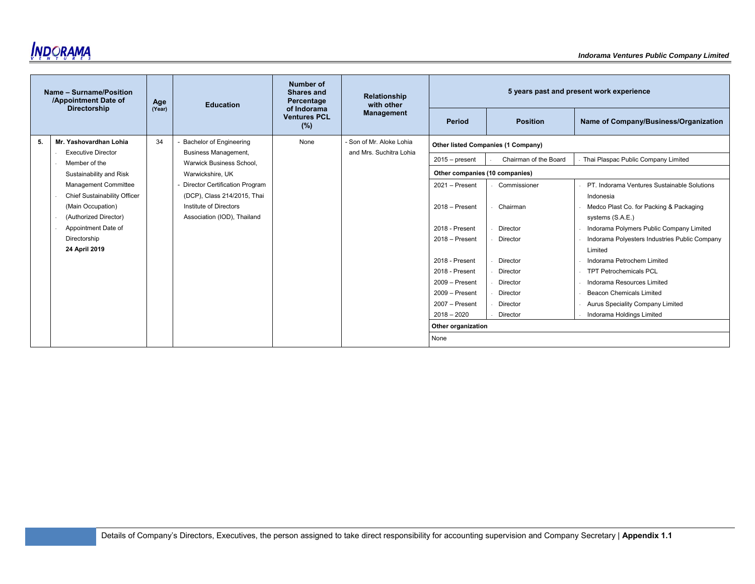| | Name – Surname/Position /Appointment Date of Directorship | Age (Year) | Education | Number of Shares and Percentage of Indorama Ventures PCL (%) | Relationship with other Management | 5 years past and present work experience | | |
|---|---|---|---|---|---|---|---|---|
| | | | | | | Period | Position | Name of Company/Business/Organization |
| 5. | **Mr. Yashovardhan Lohia**<br>- Executive Director<br>- Member of the Sustainability and Risk Management Committee<br>- Chief Sustainability Officer (Main Occupation)<br>- (Authorized Director)<br>- Appointment Date of Directorship<br>**24 April 2019** | 34 | - Bachelor of Engineering Business Management, Warwick Business School, Warwickshire, UK<br>- Director Certification Program (DCP), Class 214/2015, Thai Institute of Directors Association (IOD), Thailand | None | - Son of Mr. Aloke Lohia and Mrs. Suchitra Lohia | **Other listed Companies (1 Company)** | | |
| | | | | | | 2015 – present | - Chairman of the Board | - Thai Plaspac Public Company Limited |
| | | | | | | **Other companies (10 companies)** | | |
| | | | | | | 2021 – Present | - Commissioner | - PT. Indorama Ventures Sustainable Solutions Indonesia |
| | | | | | | 2018 – Present | - Chairman | - Medco Plast Co. for Packing & Packaging systems (S.A.E.) |
| | | | | | | 2018 - Present | - Director | - Indorama Polymers Public Company Limited |
| | | | | | | 2018 – Present | - Director | - Indorama Polyesters Industries Public Company Limited |
| | | | | | | 2018 - Present | - Director | - Indorama Petrochem Limited |
| | | | | | | 2018 - Present | - Director | - TPT Petrochemicals PCL |
| | | | | | | 2009 – Present | - Director | - Indorama Resources Limited |
| | | | | | | 2009 – Present | - Director | - Beacon Chemicals Limited |
| | | | | | | 2007 – Present | - Director | - Aurus Speciality Company Limited |
| | | | | | | 2018 – 2020 | - Director | - Indorama Holdings Limited |
| | | | | | | **Other organization** | | |
| | | | | | | None | | |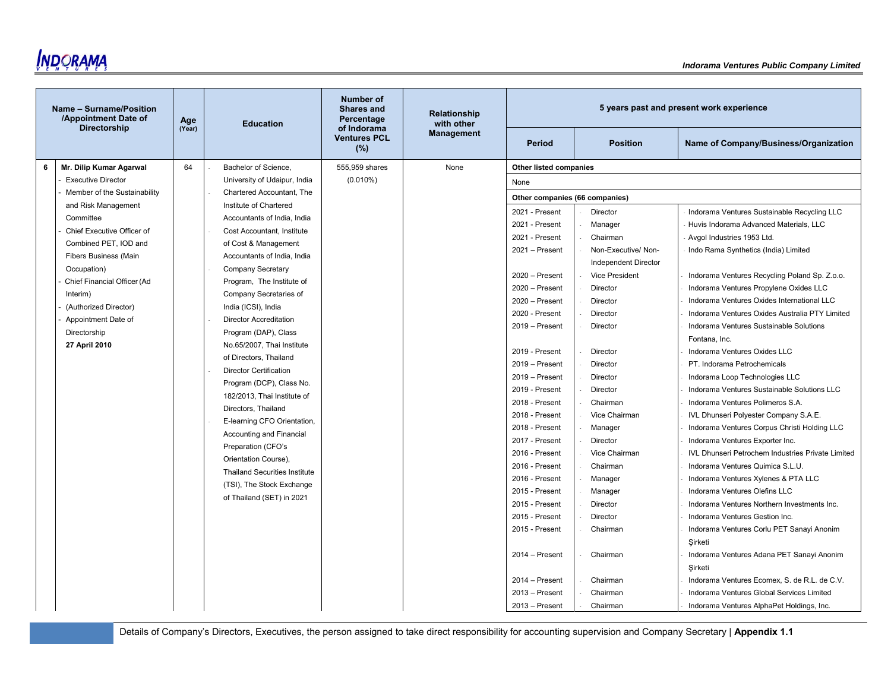| | Name – Surname/Position /Appointment Date of Directorship | Age (Year) | Education | Number of Shares and Percentage of Indorama Ventures PCL (%) | Relationship with other Management | 5 years past and present work experience | | |
|---|---|---|---|---|---|---|---|---|
| | | | | | | Period | Position | Name of Company/Business/Organization |
| 6 | **Mr. Dilip Kumar Agarwal**<br>- Executive Director<br>- Member of the Sustainability and Risk Management Committee<br>- Chief Executive Officer of Combined PET, IOD and Fibers Business (Main Occupation)<br>- Chief Financial Officer (Ad Interim)<br>- (Authorized Director)<br>- Appointment Date of Directorship<br>**27 April 2010** | 64 | - Bachelor of Science, University of Udaipur, India<br>- Chartered Accountant, The Institute of Chartered Accountants of India, India<br>- Cost Accountant, Institute of Cost & Management Accountants of India, India<br>- Company Secretary Program, The Institute of Company Secretaries of India (ICSI), India<br>- Director Accreditation Program (DAP), Class No.65/2007, Thai Institute of Directors, Thailand<br>- Director Certification Program (DCP), Class No. 182/2013, Thai Institute of Directors, Thailand<br>- E-learning CFO Orientation, Accounting and Financial Preparation (CFO's Orientation Course), Thailand Securities Institute (TSI), The Stock Exchange of Thailand (SET) in 2021 | 555,959 shares (0.010%) | None | **Other listed companies** | | |
| | | | | | | None | | |
| | | | | | | **Other companies (66 companies)** | | |
| | | | | | | 2021 - Present | - Director | - Indorama Ventures Sustainable Recycling LLC |
| | | | | | | 2021 - Present | - Manager | - Huvis Indorama Advanced Materials, LLC |
| | | | | | | 2021 - Present | - Chairman | - Avgol Industries 1953 Ltd. |
| | | | | | | 2021 – Present | - Non-Executive/ Non-Independent Director | - Indo Rama Synthetics (India) Limited |
| | | | | | | 2020 – Present | - Vice President | - Indorama Ventures Recycling Poland Sp. Z.o.o. |
| | | | | | | 2020 – Present | - Director | - Indorama Ventures Propylene Oxides LLC |
| | | | | | | 2020 – Present | - Director | - Indorama Ventures Oxides International LLC |
| | | | | | | 2020 - Present | - Director | - Indorama Ventures Oxides Australia PTY Limited |
| | | | | | | 2019 – Present | - Director | - Indorama Ventures Sustainable Solutions Fontana, Inc. |
| | | | | | | 2019 - Present | - Director | - Indorama Ventures Oxides LLC |
| | | | | | | 2019 – Present | - Director | - PT. Indorama Petrochemicals |
| | | | | | | 2019 – Present | - Director | - Indorama Loop Technologies LLC |
| | | | | | | 2019 - Present | - Director | - Indorama Ventures Sustainable Solutions LLC |
| | | | | | | 2018 - Present | - Chairman | - Indorama Ventures Polimeros S.A. |
| | | | | | | 2018 - Present | - Vice Chairman | - IVL Dhunseri Polyester Company S.A.E. |
| | | | | | | 2018 - Present | - Manager | - Indorama Ventures Corpus Christi Holding LLC |
| | | | | | | 2017 - Present | - Director | - Indorama Ventures Exporter Inc. |
| | | | | | | 2016 - Present | - Vice Chairman | - IVL Dhunseri Petrochem Industries Private Limited |
| | | | | | | 2016 - Present | - Chairman | - Indorama Ventures Quimica S.L.U. |
| | | | | | | 2016 - Present | - Manager | - Indorama Ventures Xylenes & PTA LLC |
| | | | | | | 2015 - Present | - Manager | - Indorama Ventures Olefins LLC |
| | | | | | | 2015 - Present | - Director | - Indorama Ventures Northern Investments Inc. |
| | | | | | | 2015 - Present | - Director | - Indorama Ventures Gestion Inc. |
| | | | | | | 2015 - Present | - Chairman | - Indorama Ventures Corlu PET Sanayi Anonim Şirketi |
| | | | | | | 2014 – Present | - Chairman | - Indorama Ventures Adana PET Sanayi Anonim Şirketi |
| | | | | | | 2014 – Present | - Chairman | - Indorama Ventures Ecomex, S. de R.L. de C.V. |
| | | | | | | 2013 – Present | - Chairman | - Indorama Ventures Global Services Limited |
| | | | | | | 2013 – Present | - Chairman | - Indorama Ventures AlphaPet Holdings, Inc. |

Details of Company's Directors, Executives, the person assigned to take direct responsibility for accounting supervision and Company Secretary | **Appendix 1.1**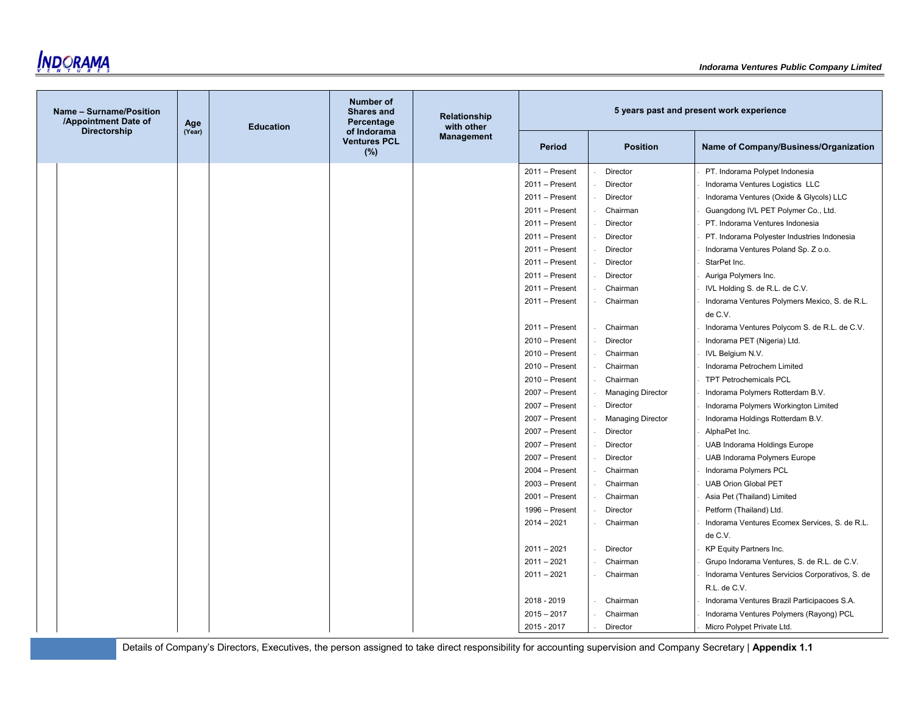| Name – Surname/Position /Appointment Date of Directorship | Age (Year) | Education | Number of Shares and Percentage of Indorama Ventures PCL (%) | Relationship with other Management | 5 years past and present work experience | | |
|---|---|---|---|---|---|---|---|
| | | | | | Period | Position | Name of Company/Business/Organization |
| | | | | | 2011 – Present | - Director | - PT. Indorama Polypet Indonesia |
| | | | | | 2011 – Present | - Director | - Indorama Ventures Logistics LLC |
| | | | | | 2011 – Present | - Director | - Indorama Ventures (Oxide & Glycols) LLC |
| | | | | | 2011 – Present | - Chairman | - Guangdong IVL PET Polymer Co., Ltd. |
| | | | | | 2011 – Present | - Director | - PT. Indorama Ventures Indonesia |
| | | | | | 2011 – Present | - Director | - PT. Indorama Polyester Industries Indonesia |
| | | | | | 2011 – Present | - Director | - Indorama Ventures Poland Sp. Z o.o. |
| | | | | | 2011 – Present | - Director | - StarPet Inc. |
| | | | | | 2011 – Present | - Director | - Auriga Polymers Inc. |
| | | | | | 2011 – Present | - Chairman | - IVL Holding S. de R.L. de C.V. |
| | | | | | 2011 – Present | - Chairman | - Indorama Ventures Polymers Mexico, S. de R.L. de C.V. |
| | | | | | 2011 – Present | - Chairman | - Indorama Ventures Polycom S. de R.L. de C.V. |
| | | | | | 2010 – Present | - Director | - Indorama PET (Nigeria) Ltd. |
| | | | | | 2010 – Present | - Chairman | - IVL Belgium N.V. |
| | | | | | 2010 – Present | - Chairman | - Indorama Petrochem Limited |
| | | | | | 2010 – Present | - Chairman | - TPT Petrochemicals PCL |
| | | | | | 2007 – Present | - Managing Director | - Indorama Polymers Rotterdam B.V. |
| | | | | | 2007 – Present | - Director | - Indorama Polymers Workington Limited |
| | | | | | 2007 – Present | - Managing Director | - Indorama Holdings Rotterdam B.V. |
| | | | | | 2007 – Present | - Director | - AlphaPet Inc. |
| | | | | | 2007 – Present | - Director | - UAB Indorama Holdings Europe |
| | | | | | 2007 – Present | - Director | - UAB Indorama Polymers Europe |
| | | | | | 2004 – Present | - Chairman | - Indorama Polymers PCL |
| | | | | | 2003 – Present | - Chairman | - UAB Orion Global PET |
| | | | | | 2001 – Present | - Chairman | - Asia Pet (Thailand) Limited |
| | | | | | 1996 – Present | - Director | - Petform (Thailand) Ltd. |
| | | | | | 2014 – 2021 | - Chairman | - Indorama Ventures Ecomex Services, S. de R.L. de C.V. |
| | | | | | 2011 – 2021 | - Director | - KP Equity Partners Inc. |
| | | | | | 2011 – 2021 | - Chairman | - Grupo Indorama Ventures, S. de R.L. de C.V. |
| | | | | | 2011 – 2021 | - Chairman | - Indorama Ventures Servicios Corporativos, S. de R.L. de C.V. |
| | | | | | 2018 - 2019 | - Chairman | - Indorama Ventures Brazil Participacoes S.A. |
| | | | | | 2015 – 2017 | - Chairman | - Indorama Ventures Polymers (Rayong) PCL |
| | | | | | 2015 - 2017 | - Director | - Micro Polypet Private Ltd. |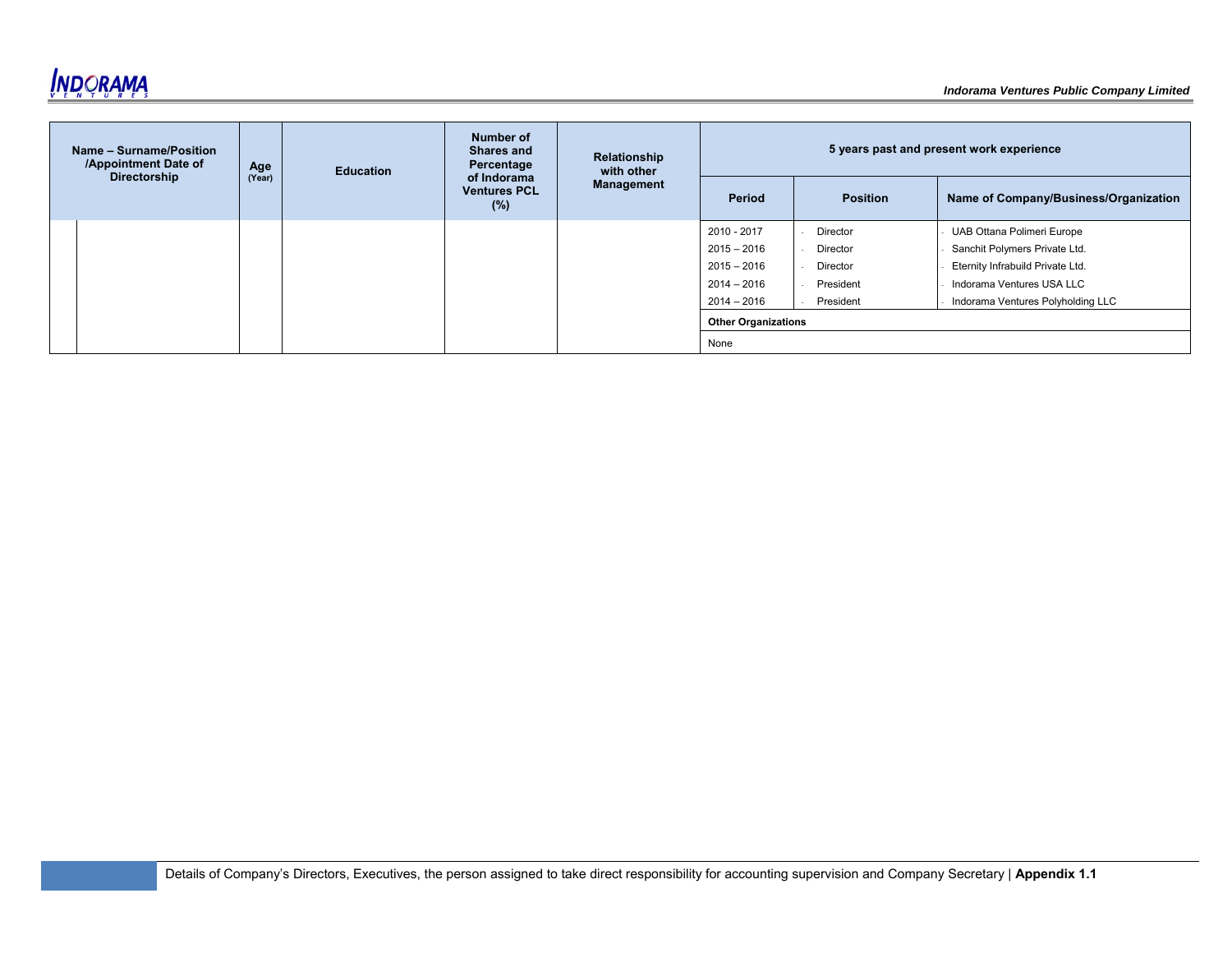| Name – Surname/Position /Appointment Date of Directorship | Age (Year) | Education | Number of Shares and Percentage of Indorama Ventures PCL (%) | Relationship with other Management | 5 years past and present work experience | | |
|---|---|---|---|---|---|---|---|
| | | | | | Period | Position | Name of Company/Business/Organization |
| | | | | | 2010 - 2017 | - Director | - UAB Ottana Polimeri Europe |
| | | | | | 2015 – 2016 | - Director | - Sanchit Polymers Private Ltd. |
| | | | | | 2015 – 2016 | - Director | - Eternity Infrabuild Private Ltd. |
| | | | | | 2014 – 2016 | - President | - Indorama Ventures USA LLC |
| | | | | | 2014 – 2016 | - President | - Indorama Ventures Polyholding LLC |
| | | | | | **Other Organizations** | | |
| | | | | | None | | |

Details of Company's Directors, Executives, the person assigned to take direct responsibility for accounting supervision and Company Secretary | **Appendix 1.1**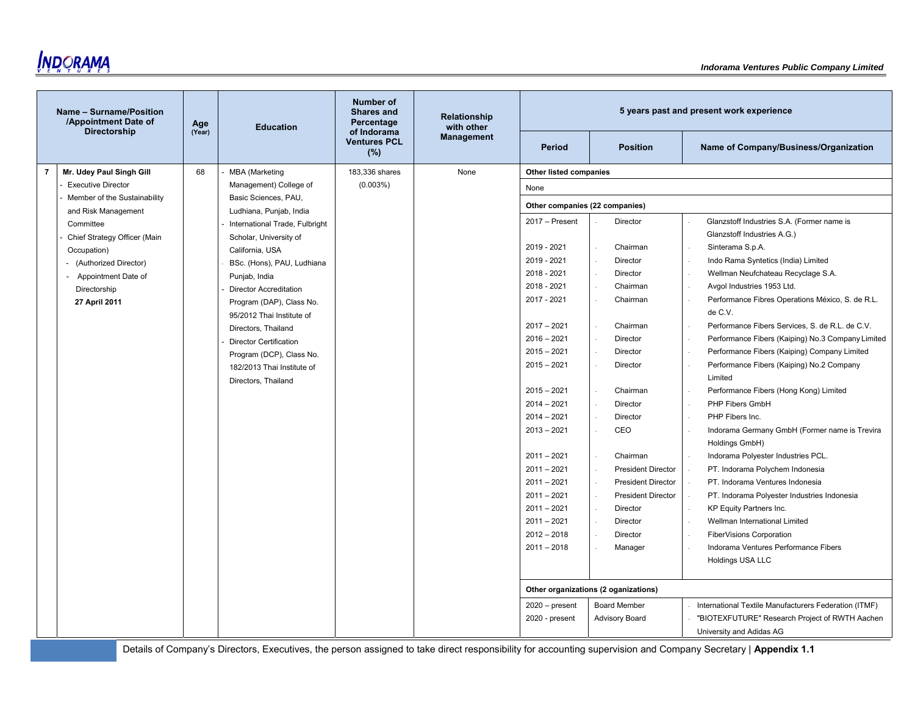| No. | Name – Surname/Position /Appointment Date of Directorship | Age (Year) | Education | Number of Shares and Percentage of Indorama Ventures PCL (%) | Relationship with other Management | 5 years past and present work experience | | |
|---|---|---|---|---|---|---|---|---|
| | | | | | | Period | Position | Name of Company/Business/Organization |
| 7 | **Mr. Udey Paul Singh Gill**<br>- Executive Director<br>- Member of the Sustainability and Risk Management Committee<br>- Chief Strategy Officer (Main Occupation)<br>- (Authorized Director)<br>- Appointment Date of Directorship<br>**27 April 2011** | 68 | - MBA (Marketing Management) College of Basic Sciences, PAU, Ludhiana, Punjab, India<br>- International Trade, Fulbright Scholar, University of California, USA<br>- BSc. (Hons), PAU, Ludhiana Punjab, India<br>- Director Accreditation Program (DAP), Class No. 95/2012 Thai Institute of Directors, Thailand<br>- Director Certification Program (DCP), Class No. 182/2013 Thai Institute of Directors, Thailand | 183,336 shares (0.003%) | None | **Other listed companies** | | |
| | | | | | | None | | |
| | | | | | | **Other companies (22 companies)** | | |
| | | | | | | 2017 – Present | Director | Glanzstoff Industries S.A. (Former name is Glanzstoff Industries A.G.) |
| | | | | | | 2019 - 2021 | Chairman | Sinterama S.p.A. |
| | | | | | | 2019 - 2021 | Director | Indo Rama Syntetics (India) Limited |
| | | | | | | 2018 - 2021 | Director | Wellman Neufchateau Recyclage S.A. |
| | | | | | | 2018 - 2021 | Chairman | Avgol Industries 1953 Ltd. |
| | | | | | | 2017 - 2021 | Chairman | Performance Fibres Operations México, S. de R.L. de C.V. |
| | | | | | | 2017 – 2021 | Chairman | Performance Fibers Services, S. de R.L. de C.V. |
| | | | | | | 2016 – 2021 | Director | Performance Fibers (Kaiping) No.3 Company Limited |
| | | | | | | 2015 – 2021 | Director | Performance Fibers (Kaiping) Company Limited |
| | | | | | | 2015 – 2021 | Director | Performance Fibers (Kaiping) No.2 Company Limited |
| | | | | | | 2015 – 2021 | Chairman | Performance Fibers (Hong Kong) Limited |
| | | | | | | 2014 – 2021 | Director | PHP Fibers GmbH |
| | | | | | | 2014 – 2021 | Director | PHP Fibers Inc. |
| | | | | | | 2013 – 2021 | CEO | Indorama Germany GmbH (Former name is Trevira Holdings GmbH) |
| | | | | | | 2011 – 2021 | Chairman | Indorama Polyester Industries PCL. |
| | | | | | | 2011 – 2021 | President Director | PT. Indorama Polychem Indonesia |
| | | | | | | 2011 – 2021 | President Director | PT. Indorama Ventures Indonesia |
| | | | | | | 2011 – 2021 | President Director | PT. Indorama Polyester Industries Indonesia |
| | | | | | | 2011 – 2021 | Director | KP Equity Partners Inc. |
| | | | | | | 2011 – 2021 | Director | Wellman International Limited |
| | | | | | | 2012 – 2018 | Director | FiberVisions Corporation |
| | | | | | | 2011 – 2018 | Manager | Indorama Ventures Performance Fibers Holdings USA LLC |
| | | | | | | **Other organizations (2 oganizations)** | | |
| | | | | | | 2020 – present | Board Member | International Textile Manufacturers Federation (ITMF) |
| | | | | | | 2020 - present | Advisory Board | "BIOTEXFUTURE" Research Project of RWTH Aachen University and Adidas AG |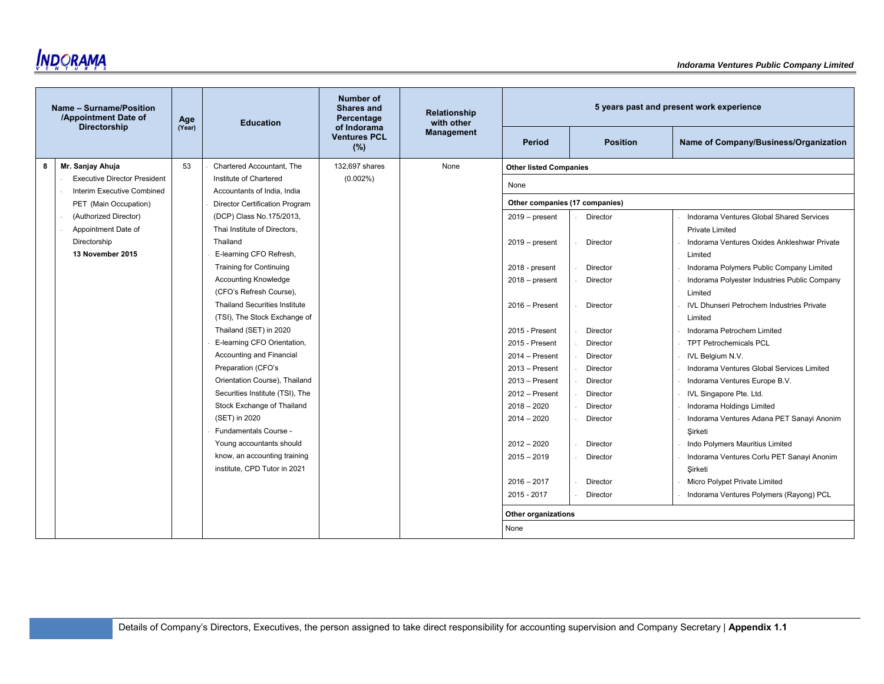| No. | Name – Surname/Position /Appointment Date of Directorship | Age (Year) | Education | Number of Shares and Percentage of Indorama Ventures PCL (%) | Relationship with other Management | 5 years past and present work experience | | |
|---|---|---|---|---|---|---|---|---|
| | | | | | | Period | Position | Name of Company/Business/Organization |
| 8 | **Mr. Sanjay Ahuja**<br>- Executive Director President<br>- Interim Executive Combined PET (Main Occupation)<br>- (Authorized Director)<br>- Appointment Date of Directorship<br>**13 November 2015** | 53 | - Chartered Accountant, The Institute of Chartered Accountants of India, India<br>- Director Certification Program (DCP) Class No.175/2013, Thai Institute of Directors, Thailand<br>- E-learning CFO Refresh, Training for Continuing Accounting Knowledge (CFO's Refresh Course), Thailand Securities Institute (TSI), The Stock Exchange of Thailand (SET) in 2020<br>- E-learning CFO Orientation, Accounting and Financial Preparation (CFO's Orientation Course), Thailand Securities Institute (TSI), The Stock Exchange of Thailand (SET) in 2020<br>- Fundamentals Course - Young accountants should know, an accounting training institute, CPD Tutor in 2021 | 132,697 shares (0.002%) | None | **Other listed Companies** | | |
| | | | | | | None | | |
| | | | | | | **Other companies (17 companies)** | | |
| | | | | | | 2019 – present | Director | Indorama Ventures Global Shared Services Private Limited |
| | | | | | | 2019 – present | Director | Indorama Ventures Oxides Ankleshwar Private Limited |
| | | | | | | 2018 - present | Director | Indorama Polymers Public Company Limited |
| | | | | | | 2018 – present | Director | Indorama Polyester Industries Public Company Limited |
| | | | | | | 2016 – Present | Director | IVL Dhunseri Petrochem Industries Private Limited |
| | | | | | | 2015 - Present | Director | Indorama Petrochem Limited |
| | | | | | | 2015 - Present | Director | TPT Petrochemicals PCL |
| | | | | | | 2014 – Present | Director | IVL Belgium N.V. |
| | | | | | | 2013 – Present | Director | Indorama Ventures Global Services Limited |
| | | | | | | 2013 – Present | Director | Indorama Ventures Europe B.V. |
| | | | | | | 2012 – Present | Director | IVL Singapore Pte. Ltd. |
| | | | | | | 2018 – 2020 | Director | Indorama Holdings Limited |
| | | | | | | 2014 – 2020 | Director | Indorama Ventures Adana PET Sanayi Anonim Şirketi |
| | | | | | | 2012 – 2020 | Director | Indo Polymers Mauritius Limited |
| | | | | | | 2015 – 2019 | Director | Indorama Ventures Corlu PET Sanayi Anonim Şirketi |
| | | | | | | 2016 – 2017 | Director | Micro Polypet Private Limited |
| | | | | | | 2015 - 2017 | Director | Indorama Ventures Polymers (Rayong) PCL |
| | | | | | | **Other organizations** | | |
| | | | | | | None | | |

Details of Company's Directors, Executives, the person assigned to take direct responsibility for accounting supervision and Company Secretary | **Appendix 1.1**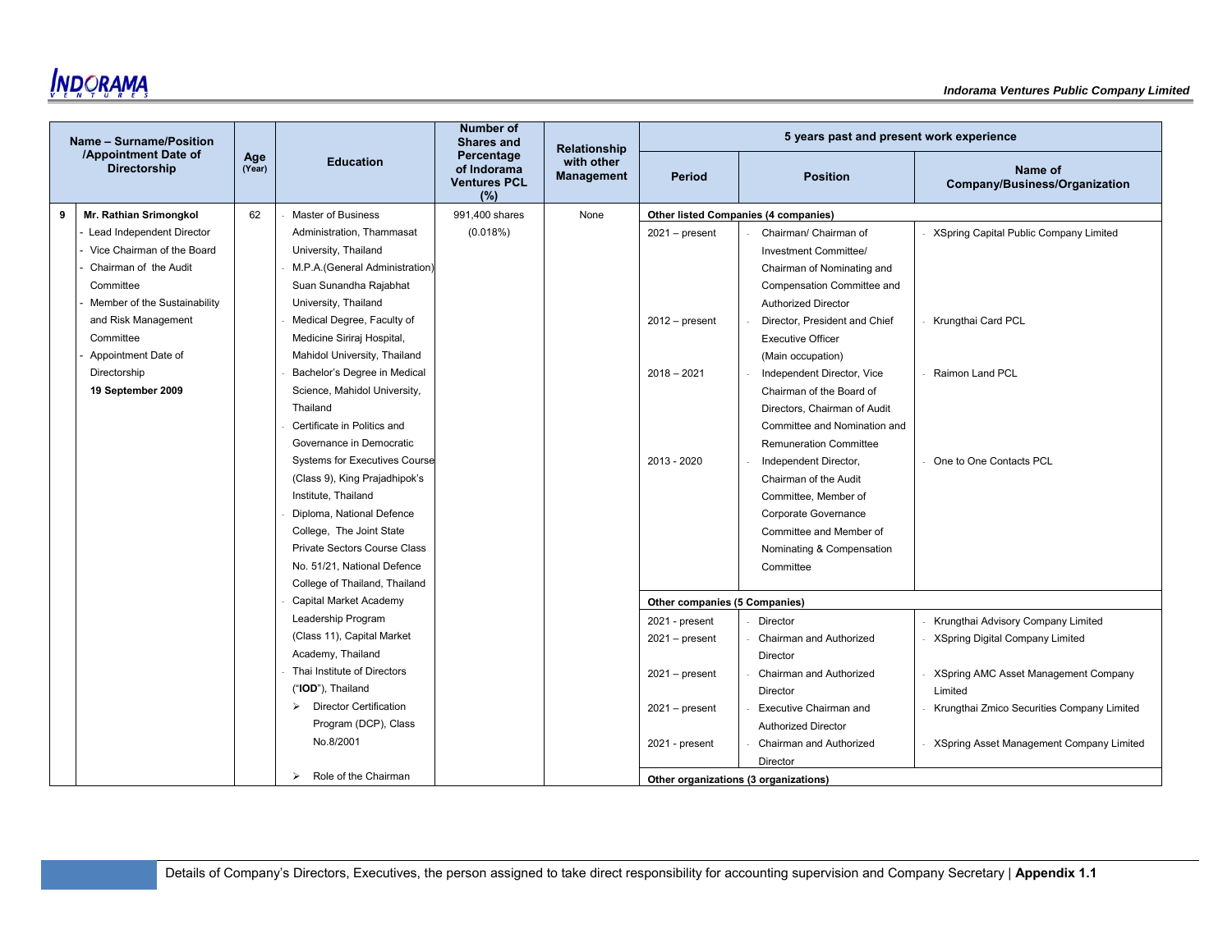| Name – Surname/Position /Appointment Date of Directorship | | Age (Year) | Education | Number of Shares and Percentage of Indorama Ventures PCL (%) | Relationship with other Management | 5 years past and present work experience | | |
|---|---|---|---|---|---|---|---|---|
| | | | | | | Period | Position | Name of Company/Business/Organization |
| 9 | **Mr. Rathian Srimongkol**<br>- Lead Independent Director<br>- Vice Chairman of the Board<br>- Chairman of the Audit Committee<br>- Member of the Sustainability and Risk Management Committee<br>- Appointment Date of Directorship<br>**19 September 2009** | 62 | - Master of Business Administration, Thammasat University, Thailand<br>- M.P.A.(General Administration) Suan Sunandha Rajabhat University, Thailand<br>- Medical Degree, Faculty of Medicine Siriraj Hospital, Mahidol University, Thailand<br>- Bachelor's Degree in Medical Science, Mahidol University, Thailand<br>- Certificate in Politics and Governance in Democratic Systems for Executives Course (Class 9), King Prajadhipok's Institute, Thailand<br>- Diploma, National Defence College, The Joint State Private Sectors Course Class No. 51/21, National Defence College of Thailand, Thailand<br>- Capital Market Academy Leadership Program (Class 11), Capital Market Academy, Thailand<br>- Thai Institute of Directors ("**IOD**"), Thailand<br>➢ Director Certification Program (DCP), Class No.8/2001<br>➢ Role of the Chairman | 991,400 shares (0.018%) | None | **Other listed Companies (4 companies)** | | |
| | | | | | | 2021 – present | - Chairman/ Chairman of Investment Committee/ Chairman of Nominating and Compensation Committee and Authorized Director | - XSpring Capital Public Company Limited |
| | | | | | | 2012 – present | - Director, President and Chief Executive Officer (Main occupation) | - Krungthai Card PCL |
| | | | | | | 2018 – 2021 | - Independent Director, Vice Chairman of the Board of Directors, Chairman of Audit Committee and Nomination and Remuneration Committee | - Raimon Land PCL |
| | | | | | | 2013 - 2020 | - Independent Director, Chairman of the Audit Committee, Member of Corporate Governance Committee and Member of Nominating & Compensation Committee | - One to One Contacts PCL |
| | | | | | | **Other companies (5 Companies)** | | |
| | | | | | | 2021 - present | - Director | - Krungthai Advisory Company Limited |
| | | | | | | 2021 – present | - Chairman and Authorized Director | - XSpring Digital Company Limited |
| | | | | | | 2021 – present | - Chairman and Authorized Director | - XSpring AMC Asset Management Company Limited |
| | | | | | | 2021 – present | - Executive Chairman and Authorized Director | - Krungthai Zmico Securities Company Limited |
| | | | | | | 2021 - present | - Chairman and Authorized Director | - XSpring Asset Management Company Limited |
| | | | | | | **Other organizations (3 organizations)** | | |

Details of Company's Directors, Executives, the person assigned to take direct responsibility for accounting supervision and Company Secretary | **Appendix 1.1**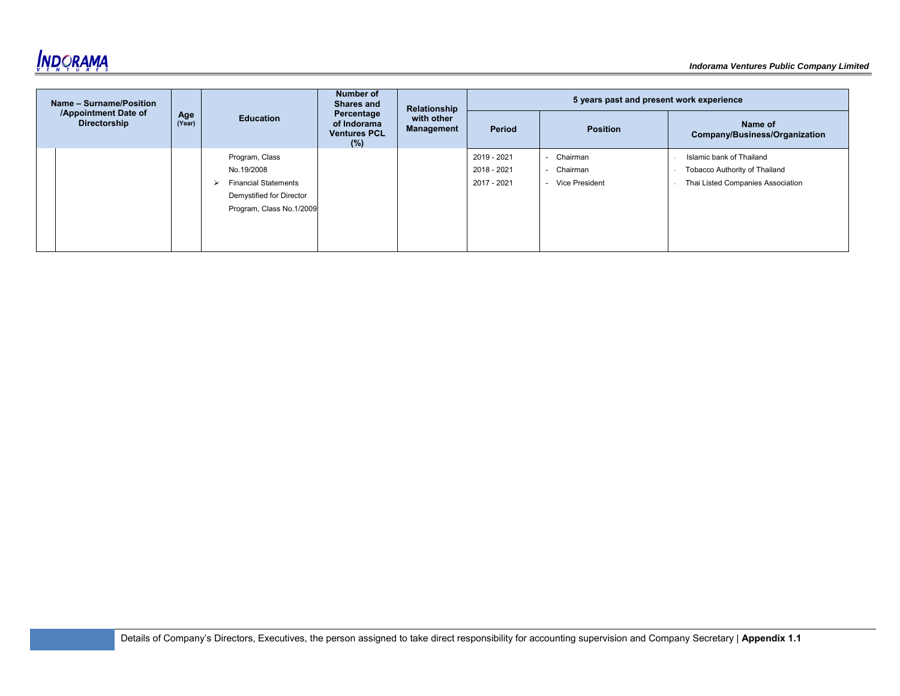| Name – Surname/Position /Appointment Date of Directorship | | Age (Year) | Education | Number of Shares and Percentage of Indorama Ventures PCL (%) | Relationship with other Management | 5 years past and present work experience | | |
|---|---|---|---|---|---|---|---|---|
| | | | | | | Period | Position | Name of Company/Business/Organization |
| | | | Program, Class No.19/2008<br>➢ Financial Statements Demystified for Director Program, Class No.1/2009 | | | 2019 - 2021<br>2018 - 2021<br>2017 - 2021 | - Chairman<br>- Chairman<br>- Vice President | - Islamic bank of Thailand<br>- Tobacco Authority of Thailand<br>- Thai Listed Companies Association |

Details of Company's Directors, Executives, the person assigned to take direct responsibility for accounting supervision and Company Secretary | **Appendix 1.1**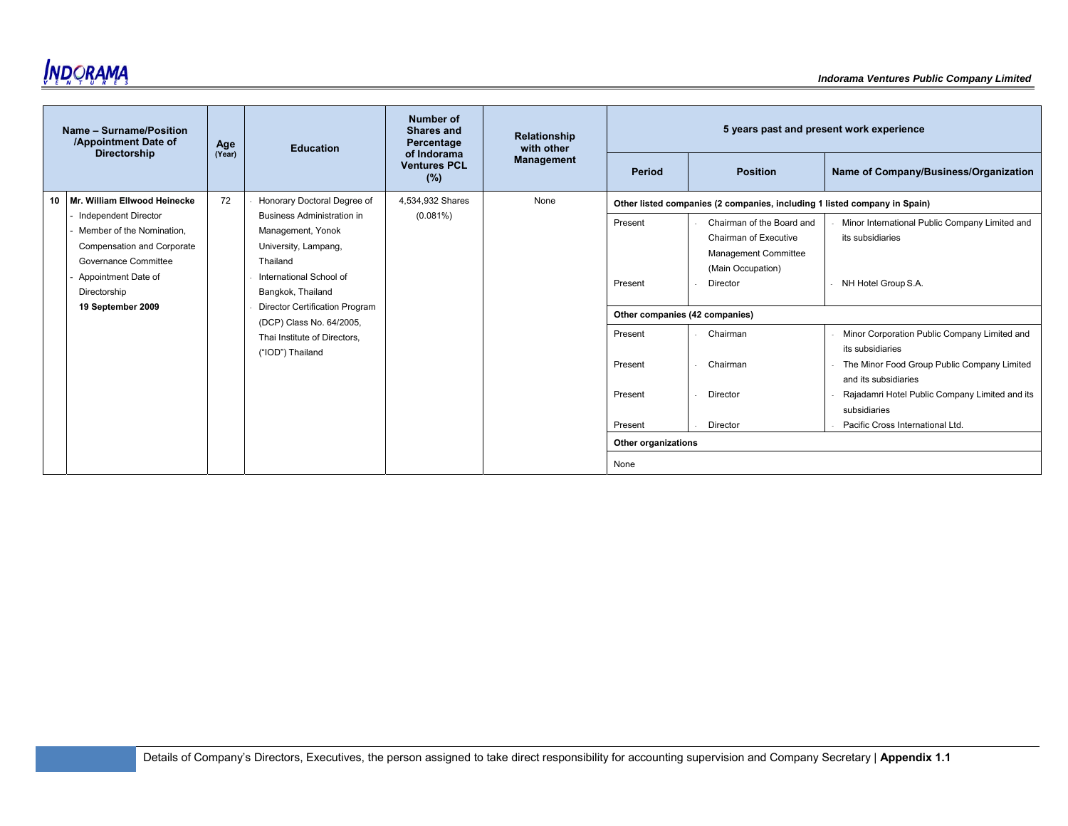| Name – Surname/Position /Appointment Date of Directorship | | Age (Year) | Education | Number of Shares and Percentage of Indorama Ventures PCL (%) | Relationship with other Management | 5 years past and present work experience | | |
|---|---|---|---|---|---|---|---|---|
| | | | | | | Period | Position | Name of Company/Business/Organization |
| 10 | **Mr. William Ellwood Heinecke**<br>- Independent Director<br>- Member of the Nomination, Compensation and Corporate Governance Committee<br>- Appointment Date of Directorship<br>**19 September 2009** | 72 | - Honorary Doctoral Degree of Business Administration in Management, Yonok University, Lampang, Thailand<br>- International School of Bangkok, Thailand<br>- Director Certification Program (DCP) Class No. 64/2005, Thai Institute of Directors, ("IOD") Thailand | 4,534,932 Shares (0.081%) | None | **Other listed companies (2 companies, including 1 listed company in Spain)** | | |
| | | | | | | Present | - Chairman of the Board and Chairman of Executive Management Committee (Main Occupation) | - Minor International Public Company Limited and its subsidiaries |
| | | | | | | Present | - Director | - NH Hotel Group S.A. |
| | | | | | | **Other companies (42 companies)** | | |
| | | | | | | Present | - Chairman | - Minor Corporation Public Company Limited and its subsidiaries |
| | | | | | | Present | - Chairman | - The Minor Food Group Public Company Limited and its subsidiaries |
| | | | | | | Present | - Director | - Rajadamri Hotel Public Company Limited and its subsidiaries |
| | | | | | | Present | - Director | - Pacific Cross International Ltd. |
| | | | | | | **Other organizations** | | |
| | | | | | | None | | |

Details of Company's Directors, Executives, the person assigned to take direct responsibility for accounting supervision and Company Secretary | **Appendix 1.1**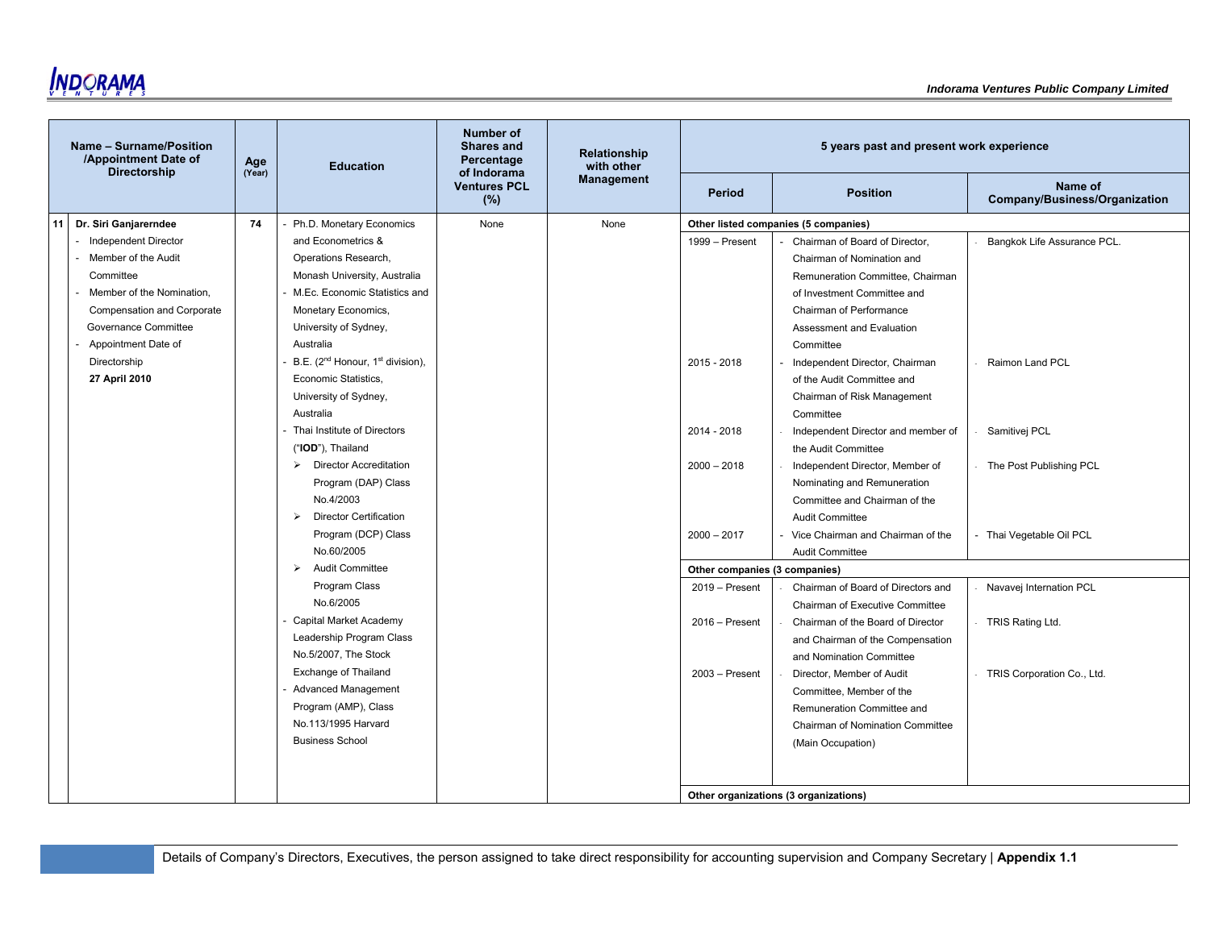| | Name – Surname/Position /Appointment Date of Directorship | Age (Year) | Education | Number of Shares and Percentage of Indorama Ventures PCL (%) | Relationship with other Management | 5 years past and present work experience | | |
|---|---|---|---|---|---|---|---|---|
| | | | | | | Period | Position | Name of Company/Business/Organization |
| 11 | **Dr. Siri Ganjarerndee**<br>- Independent Director<br>- Member of the Audit Committee<br>- Member of the Nomination, Compensation and Corporate Governance Committee<br>- Appointment Date of Directorship<br>**27 April 2010** | 74 | - Ph.D. Monetary Economics and Econometrics & Operations Research, Monash University, Australia<br>- M.Ec. Economic Statistics and Monetary Economics, University of Sydney, Australia<br>- B.E. (2nd Honour, 1st division), Economic Statistics, University of Sydney, Australia<br>- Thai Institute of Directors ("**IOD**"), Thailand<br>➢ Director Accreditation Program (DAP) Class No.4/2003<br>➢ Director Certification Program (DCP) Class No.60/2005<br>➢ Audit Committee Program Class No.6/2005<br>- Capital Market Academy Leadership Program Class No.5/2007, The Stock Exchange of Thailand<br>- Advanced Management Program (AMP), Class No.113/1995 Harvard Business School | None | None | **Other listed companies (5 companies)** | | |
| | | | | | | 1999 – Present | - Chairman of Board of Director, Chairman of Nomination and Remuneration Committee, Chairman of Investment Committee and Chairman of Performance Assessment and Evaluation Committee | - Bangkok Life Assurance PCL. |
| | | | | | | 2015 - 2018 | - Independent Director, Chairman of the Audit Committee and Chairman of Risk Management Committee | - Raimon Land PCL |
| | | | | | | 2014 - 2018 | - Independent Director and member of the Audit Committee | - Samitivej PCL |
| | | | | | | 2000 – 2018 | - Independent Director, Member of Nominating and Remuneration Committee and Chairman of the Audit Committee | - The Post Publishing PCL |
| | | | | | | 2000 – 2017 | - Vice Chairman and Chairman of the Audit Committee | - Thai Vegetable Oil PCL |
| | | | | | | **Other companies (3 companies)** | | |
| | | | | | | 2019 – Present | - Chairman of Board of Directors and Chairman of Executive Committee | - Navavej Internation PCL |
| | | | | | | 2016 – Present | - Chairman of the Board of Director and Chairman of the Compensation and Nomination Committee | - TRIS Rating Ltd. |
| | | | | | | 2003 – Present | - Director, Member of Audit Committee, Member of the Remuneration Committee and Chairman of Nomination Committee (Main Occupation) | - TRIS Corporation Co., Ltd. |
| | | | | | | **Other organizations (3 organizations)** | | |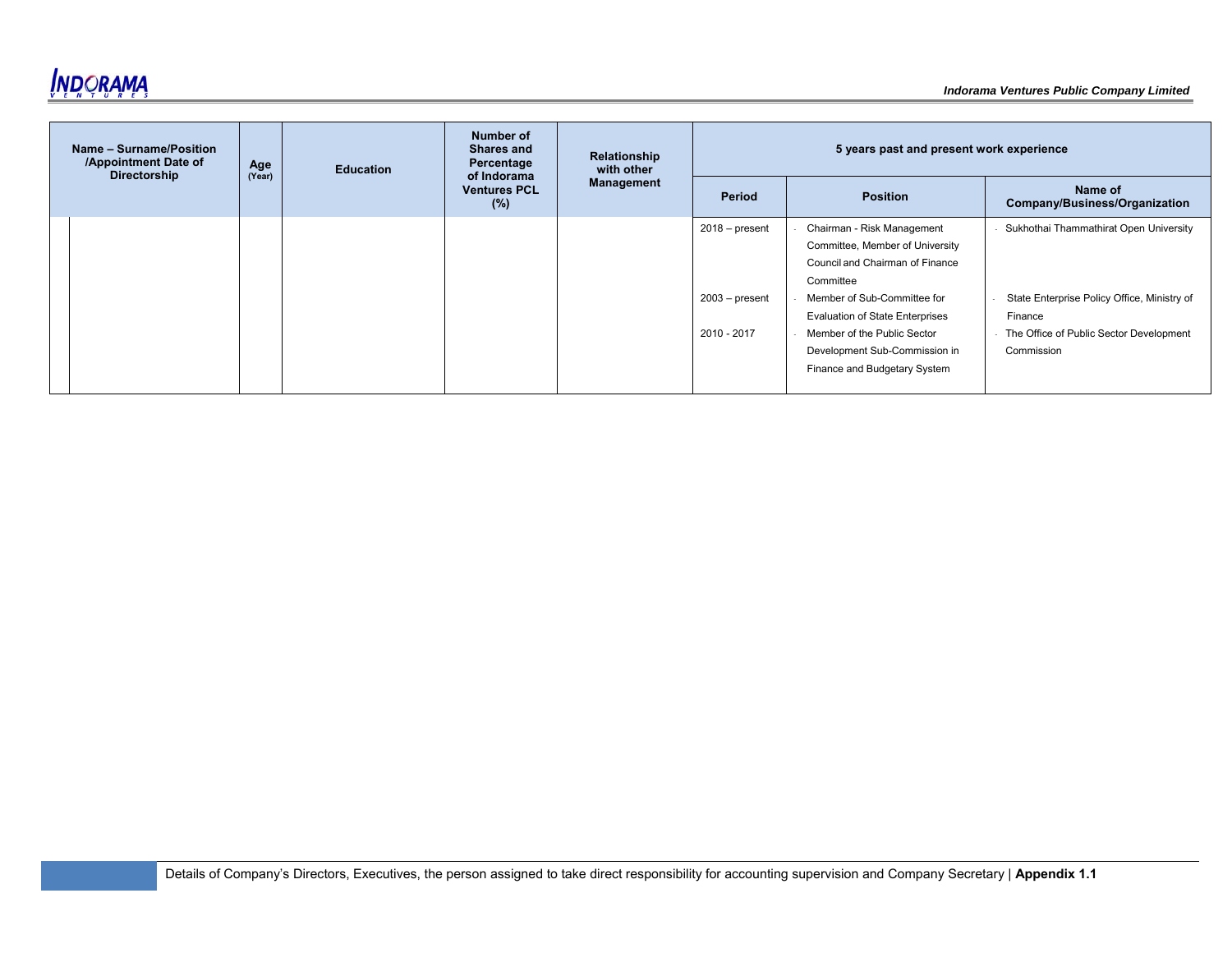| Name – Surname/Position /Appointment Date of Directorship | Age (Year) | Education | Number of Shares and Percentage of Indorama Ventures PCL (%) | Relationship with other Management | 5 years past and present work experience | | |
|---|---|---|---|---|---|---|---|
| | | | | | Period | Position | Name of Company/Business/Organization |
| | | | | | 2018 – present | - Chairman - Risk Management Committee, Member of University Council and Chairman of Finance Committee | - Sukhothai Thammathirat Open University |
| | | | | | 2003 – present | - Member of Sub-Committee for Evaluation of State Enterprises | - State Enterprise Policy Office, Ministry of Finance |
| | | | | | 2010 - 2017 | - Member of the Public Sector Development Sub-Commission in Finance and Budgetary System | - The Office of Public Sector Development Commission |

Details of Company's Directors, Executives, the person assigned to take direct responsibility for accounting supervision and Company Secretary | **Appendix 1.1**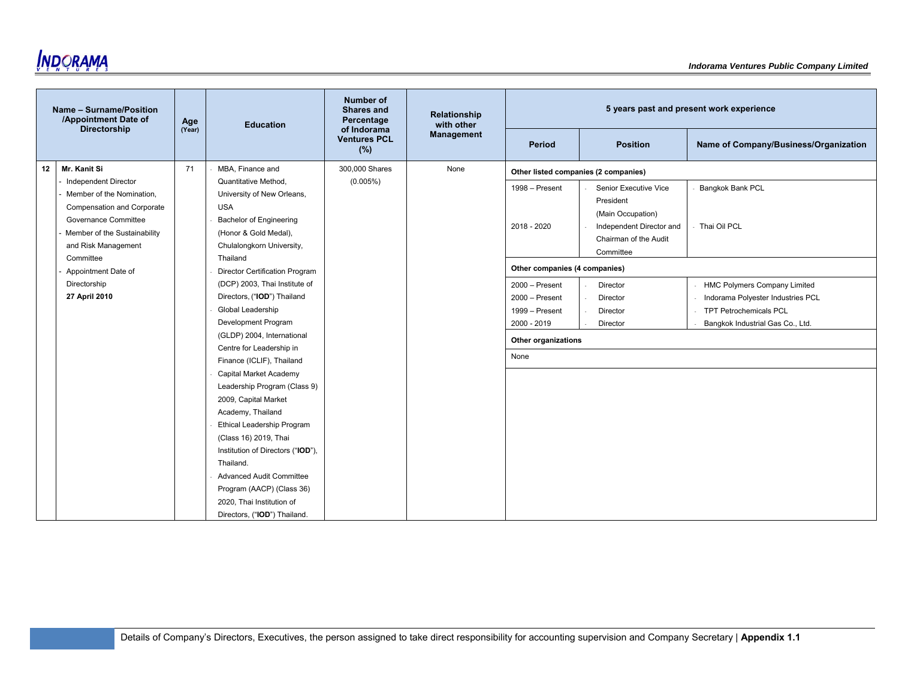| | Name – Surname/Position /Appointment Date of Directorship | Age (Year) | Education | Number of Shares and Percentage of Indorama Ventures PCL (%) | Relationship with other Management | 5 years past and present work experience | | |
|---|---|---|---|---|---|---|---|---|
| | | | | | | **Period** | **Position** | **Name of Company/Business/Organization** |
| 12 | **Mr. Kanit Si**<br>- Independent Director<br>- Member of the Nomination, Compensation and Corporate Governance Committee<br>- Member of the Sustainability and Risk Management Committee<br>- Appointment Date of Directorship<br>**27 April 2010** | 71 | - MBA, Finance and Quantitative Method, University of New Orleans, USA<br>- Bachelor of Engineering (Honor & Gold Medal), Chulalongkorn University, Thailand<br>- Director Certification Program (DCP) 2003, Thai Institute of Directors, ("**IOD**") Thailand<br>- Global Leadership Development Program (GLDP) 2004, International Centre for Leadership in Finance (ICLIF), Thailand<br>- Capital Market Academy Leadership Program (Class 9) 2009, Capital Market Academy, Thailand<br>- Ethical Leadership Program (Class 16) 2019, Thai Institution of Directors ("**IOD**"), Thailand.<br>- Advanced Audit Committee Program (AACP) (Class 36) 2020, Thai Institution of Directors, ("**IOD**") Thailand. | 300,000 Shares (0.005%) | None | **Other listed companies (2 companies)** | | |
| | | | | | | 1998 – Present | - Senior Executive Vice President (Main Occupation) | - Bangkok Bank PCL |
| | | | | | | 2018 - 2020 | - Independent Director and Chairman of the Audit Committee | - Thai Oil PCL |
| | | | | | | **Other companies (4 companies)** | | |
| | | | | | | 2000 – Present | - Director | - HMC Polymers Company Limited |
| | | | | | | 2000 – Present | - Director | - Indorama Polyester Industries PCL |
| | | | | | | 1999 – Present | - Director | - TPT Petrochemicals PCL |
| | | | | | | 2000 - 2019 | - Director | - Bangkok Industrial Gas Co., Ltd. |
| | | | | | | **Other organizations** | | |
| | | | | | | None | | |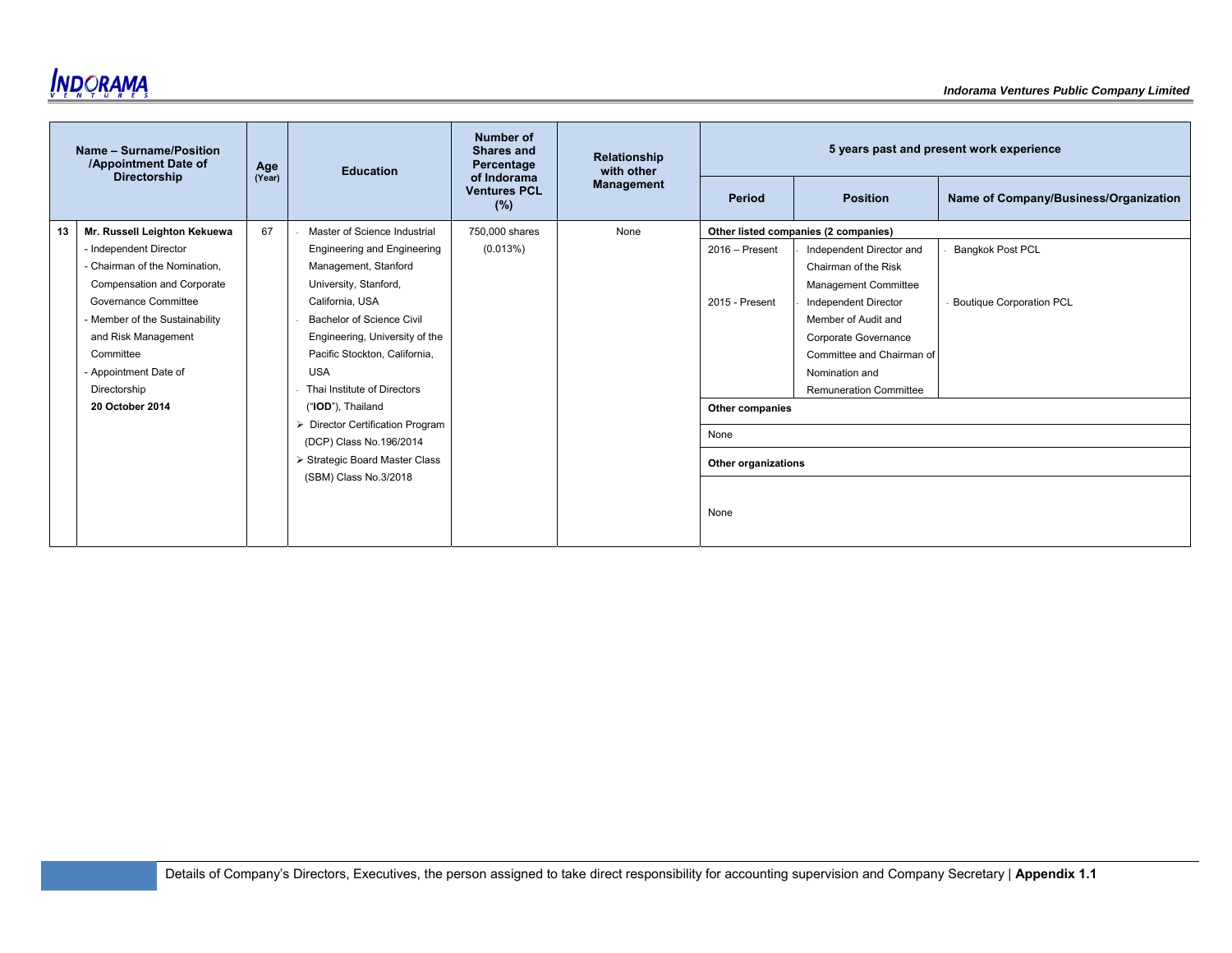| | Name – Surname/Position /Appointment Date of Directorship | Age (Year) | Education | Number of Shares and Percentage of Indorama Ventures PCL (%) | Relationship with other Management | 5 years past and present work experience | | |
|---|---|---|---|---|---|---|---|---|
| | | | | | | Period | Position | Name of Company/Business/Organization |
| 13 | **Mr. Russell Leighton Kekuewa**<br>- Independent Director<br>- Chairman of the Nomination, Compensation and Corporate Governance Committee<br>- Member of the Sustainability and Risk Management Committee<br>- Appointment Date of Directorship<br>**20 October 2014** | 67 | - Master of Science Industrial Engineering and Engineering Management, Stanford University, Stanford, California, USA<br>- Bachelor of Science Civil Engineering, University of the Pacific Stockton, California, USA<br>- Thai Institute of Directors ("**IOD**"), Thailand<br>➢ Director Certification Program (DCP) Class No.196/2014<br>➢ Strategic Board Master Class (SBM) Class No.3/2018 | 750,000 shares (0.013%) | None | **Other listed companies (2 companies)** | | |
| | | | | | | 2016 – Present | - Independent Director and Chairman of the Risk Management Committee | - Bangkok Post PCL |
| | | | | | | 2015 - Present | - Independent Director Member of Audit and Corporate Governance Committee and Chairman of Nomination and Remuneration Committee | - Boutique Corporation PCL |
| | | | | | | **Other companies** | | |
| | | | | | | None | | |
| | | | | | | **Other organizations** | | |
| | | | | | | None | | |

Details of Company's Directors, Executives, the person assigned to take direct responsibility for accounting supervision and Company Secretary | **Appendix 1.1**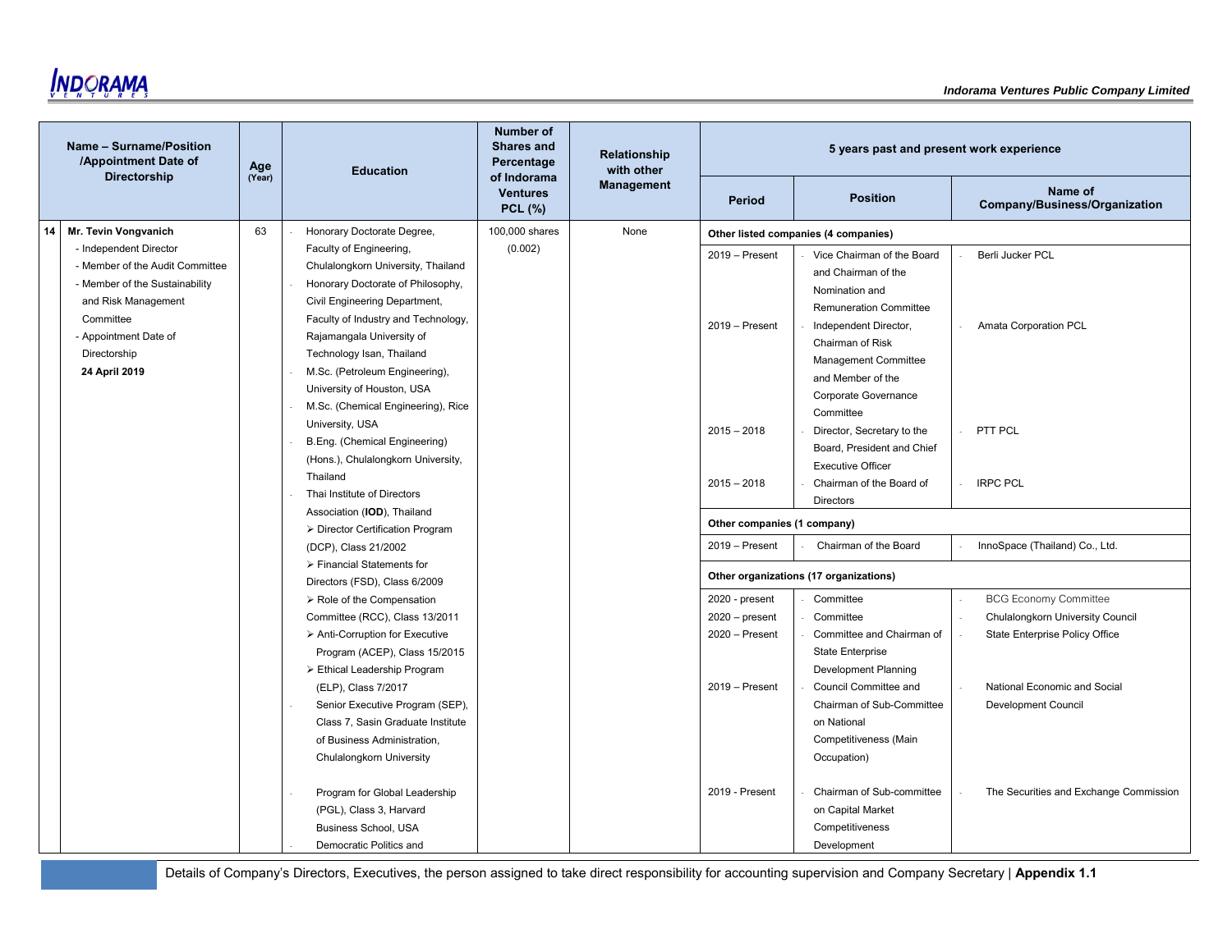| | Name – Surname/Position /Appointment Date of Directorship | Age (Year) | Education | Number of Shares and Percentage of Indorama Ventures PCL (%) | Relationship with other Management | 5 years past and present work experience | | |
|---|---|---|---|---|---|---|---|---|
| | | | | | | Period | Position | Name of Company/Business/Organization |
| 14 | **Mr. Tevin Vongvanich**<br>- Independent Director<br>- Member of the Audit Committee<br>- Member of the Sustainability and Risk Management Committee<br>- Appointment Date of Directorship<br>**24 April 2019** | 63 | - Honorary Doctorate Degree, Faculty of Engineering, Chulalongkorn University, Thailand<br>- Honorary Doctorate of Philosophy, Civil Engineering Department, Faculty of Industry and Technology, Rajamangala University of Technology Isan, Thailand<br>- M.Sc. (Petroleum Engineering), University of Houston, USA<br>- M.Sc. (Chemical Engineering), Rice University, USA<br>- B.Eng. (Chemical Engineering) (Hons.), Chulalongkorn University, Thailand<br>- Thai Institute of Directors Association (**IOD**), Thailand<br>➢ Director Certification Program (DCP), Class 21/2002<br>➢ Financial Statements for Directors (FSD), Class 6/2009<br>➢ Role of the Compensation Committee (RCC), Class 13/2011<br>➢ Anti-Corruption for Executive Program (ACEP), Class 15/2015<br>➢ Ethical Leadership Program (ELP), Class 7/2017<br>- Senior Executive Program (SEP), Class 7, Sasin Graduate Institute of Business Administration, Chulalongkorn University<br>- Program for Global Leadership (PGL), Class 3, Harvard Business School, USA<br>- Democratic Politics and | 100,000 shares (0.002) | None | **Other listed companies (4 companies)** | | |
| | | | | | | 2019 – Present | - Vice Chairman of the Board and Chairman of the Nomination and Remuneration Committee | - Berli Jucker PCL |
| | | | | | | 2019 – Present | - Independent Director, Chairman of Risk Management Committee and Member of the Corporate Governance Committee | - Amata Corporation PCL |
| | | | | | | 2015 – 2018 | - Director, Secretary to the Board, President and Chief Executive Officer | - PTT PCL |
| | | | | | | 2015 – 2018 | - Chairman of the Board of Directors | - IRPC PCL |
| | | | | | | **Other companies (1 company)** | | |
| | | | | | | 2019 – Present | - Chairman of the Board | - InnoSpace (Thailand) Co., Ltd. |
| | | | | | | **Other organizations (17 organizations)** | | |
| | | | | | | 2020 - present | - Committee | - BCG Economy Committee |
| | | | | | | 2020 – present | - Committee | - Chulalongkorn University Council |
| | | | | | | 2020 – Present | - Committee and Chairman of State Enterprise Development Planning | - State Enterprise Policy Office |
| | | | | | | 2019 – Present | - Council Committee and Chairman of Sub-Committee on National Competitiveness (Main Occupation) | - National Economic and Social Development Council |
| | | | | | | 2019 - Present | - Chairman of Sub-committee on Capital Market Competitiveness Development | - The Securities and Exchange Commission |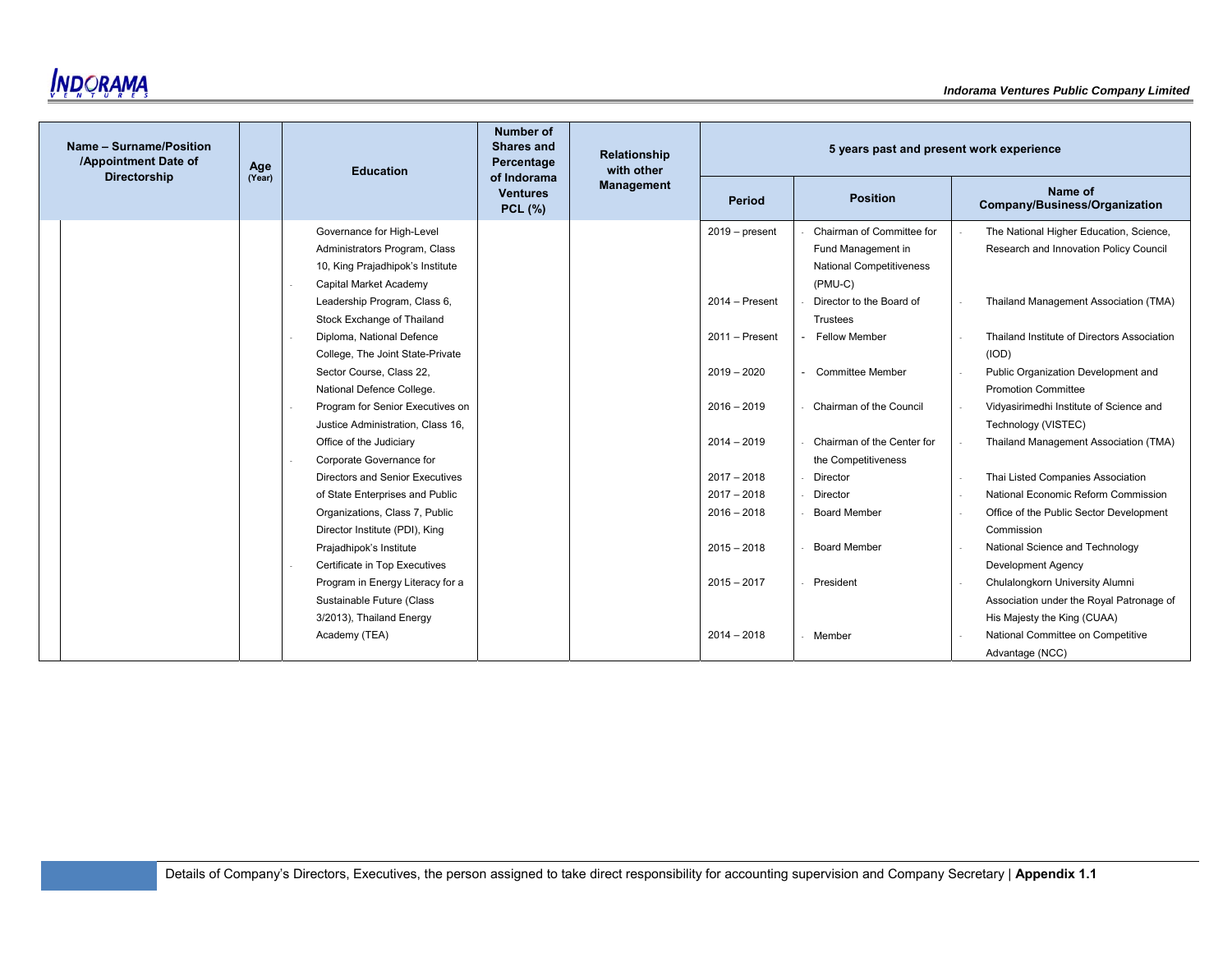| Name – Surname/Position /Appointment Date of Directorship | Age (Year) | Education | Number of Shares and Percentage of Indorama Ventures PCL (%) | Relationship with other Management | 5 years past and present work experience | | |
|---|---|---|---|---|---|---|---|
| | | | | | Period | Position | Name of Company/Business/Organization |
| | | Governance for High-Level Administrators Program, Class 10, King Prajadhipok's Institute<br>- Capital Market Academy Leadership Program, Class 6, Stock Exchange of Thailand<br>- Diploma, National Defence College, The Joint State-Private Sector Course, Class 22, National Defence College.<br>- Program for Senior Executives on Justice Administration, Class 16, Office of the Judiciary<br>- Corporate Governance for Directors and Senior Executives of State Enterprises and Public Organizations, Class 7, Public Director Institute (PDI), King Prajadhipok's Institute<br>- Certificate in Top Executives Program in Energy Literacy for a Sustainable Future (Class 3/2013), Thailand Energy Academy (TEA) | | | 2019 – present<br><br>2014 – Present<br><br>2011 – Present<br><br>2019 – 2020<br><br>2016 – 2019<br><br>2014 – 2019<br><br>2017 – 2018<br>2017 – 2018<br>2016 – 2018<br><br>2015 – 2018<br><br>2015 – 2017<br><br>2014 – 2018 | - Chairman of Committee for Fund Management in National Competitiveness (PMU-C)<br>- Director to the Board of Trustees<br>- Fellow Member<br>- Committee Member<br>- Chairman of the Council<br>- Chairman of the Center for the Competitiveness<br>- Director<br>- Director<br>- Board Member<br>- Board Member<br>- President<br>- Member | - The National Higher Education, Science, Research and Innovation Policy Council<br>- Thailand Management Association (TMA)<br>- Thailand Institute of Directors Association (IOD)<br>- Public Organization Development and Promotion Committee<br>- Vidyasirimedhi Institute of Science and Technology (VISTEC)<br>- Thailand Management Association (TMA)<br>- Thai Listed Companies Association<br>- National Economic Reform Commission<br>- Office of the Public Sector Development Commission<br>- National Science and Technology Development Agency<br>- Chulalongkorn University Alumni Association under the Royal Patronage of His Majesty the King (CUAA)<br>- National Committee on Competitive Advantage (NCC) |

Details of Company's Directors, Executives, the person assigned to take direct responsibility for accounting supervision and Company Secretary | **Appendix 1.1**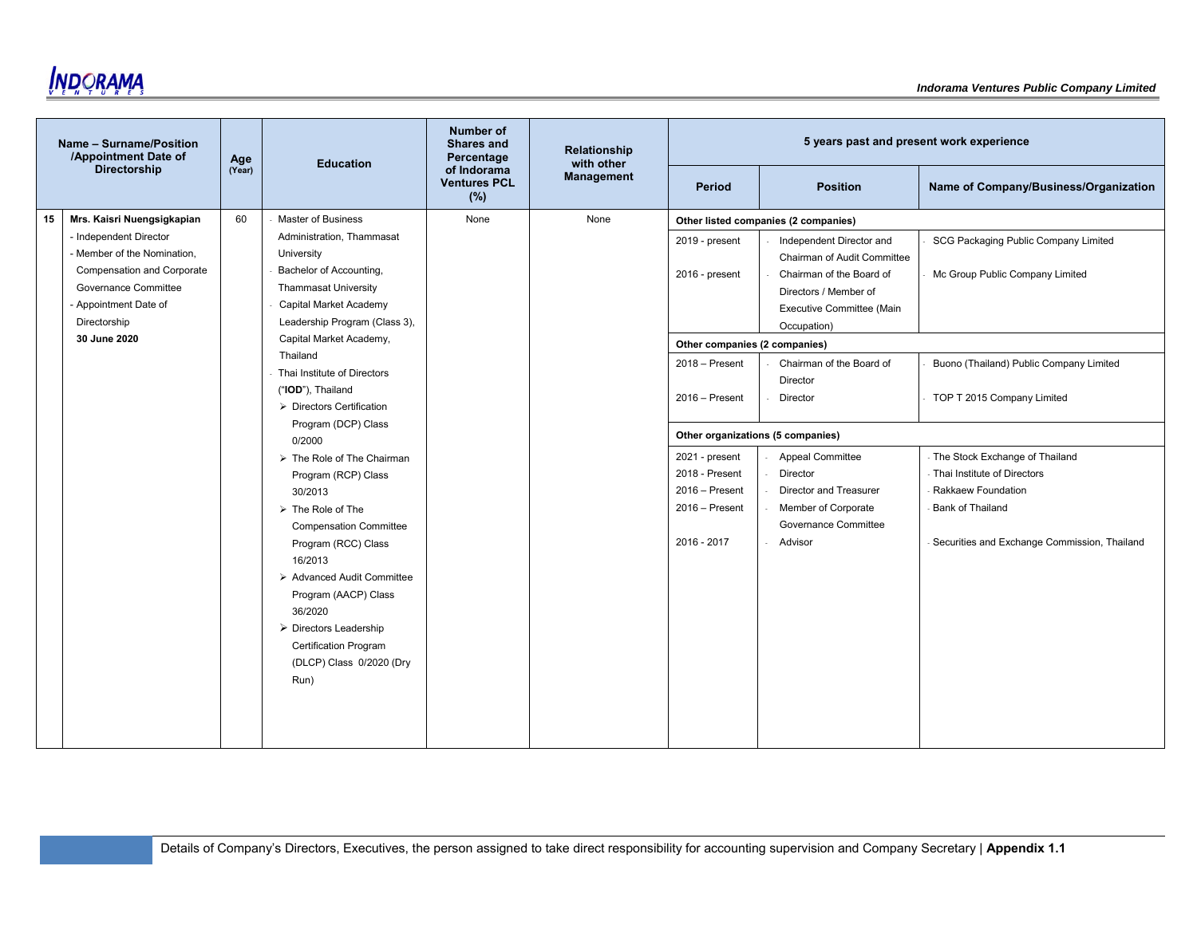| | Name – Surname/Position /Appointment Date of Directorship | Age (Year) | Education | Number of Shares and Percentage of Indorama Ventures PCL (%) | Relationship with other Management | 5 years past and present work experience | | |
|---|---|---|---|---|---|---|---|---|
| | | | | | | Period | Position | Name of Company/Business/Organization |
| 15 | **Mrs. Kaisri Nuengsigkapian**<br>- Independent Director<br>- Member of the Nomination, Compensation and Corporate Governance Committee<br>- Appointment Date of Directorship<br>**30 June 2020** | 60 | - Master of Business Administration, Thammasat University<br>- Bachelor of Accounting, Thammasat University<br>- Capital Market Academy Leadership Program (Class 3), Capital Market Academy, Thailand<br>- Thai Institute of Directors ("**IOD**"), Thailand<br>➢ Directors Certification Program (DCP) Class 0/2000<br>➢ The Role of The Chairman Program (RCP) Class 30/2013<br>➢ The Role of The Compensation Committee Program (RCC) Class 16/2013<br>➢ Advanced Audit Committee Program (AACP) Class 36/2020<br>➢ Directors Leadership Certification Program (DLCP) Class 0/2020 (Dry Run) | None | None | **Other listed companies (2 companies)** | | |
| | | | | | | 2019 - present | - Independent Director and Chairman of Audit Committee | - SCG Packaging Public Company Limited |
| | | | | | | 2016 - present | - Chairman of the Board of Directors / Member of Executive Committee (Main Occupation) | - Mc Group Public Company Limited |
| | | | | | | **Other companies (2 companies)** | | |
| | | | | | | 2018 – Present | - Chairman of the Board of Director | - Buono (Thailand) Public Company Limited |
| | | | | | | 2016 – Present | - Director | - TOP T 2015 Company Limited |
| | | | | | | **Other organizations (5 companies)** | | |
| | | | | | | 2021 - present | - Appeal Committee | - The Stock Exchange of Thailand |
| | | | | | | 2018 - Present | - Director | - Thai Institute of Directors |
| | | | | | | 2016 – Present | - Director and Treasurer | - Rakkaew Foundation |
| | | | | | | 2016 – Present | - Member of Corporate Governance Committee | - Bank of Thailand |
| | | | | | | 2016 - 2017 | - Advisor | - Securities and Exchange Commission, Thailand |

Details of Company's Directors, Executives, the person assigned to take direct responsibility for accounting supervision and Company Secretary | **Appendix 1.1**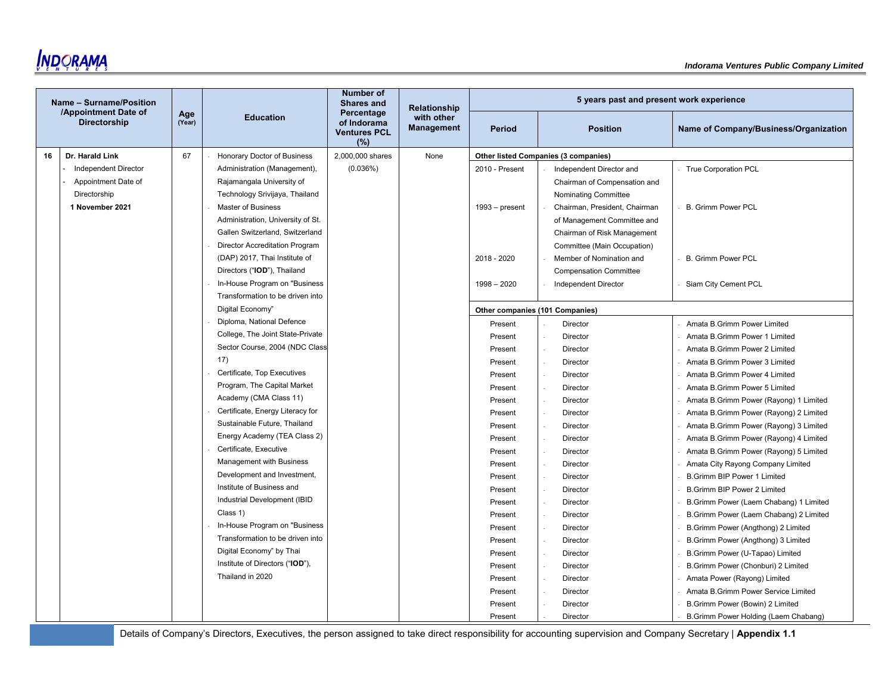| | Name – Surname/Position /Appointment Date of Directorship | Age (Year) | Education | Number of Shares and Percentage of Indorama Ventures PCL (%) | Relationship with other Management | 5 years past and present work experience | | |
|---|---|---|---|---|---|---|---|---|
| | | | | | | Period | Position | Name of Company/Business/Organization |
| 16 | **Dr. Harald Link**<br>- Independent Director<br>- Appointment Date of Directorship<br>**1 November 2021** | 67 | - Honorary Doctor of Business Administration (Management), Rajamangala University of Technology Srivijaya, Thailand<br>- Master of Business Administration, University of St. Gallen Switzerland, Switzerland<br>- Director Accreditation Program (DAP) 2017, Thai Institute of Directors ("**IOD**"), Thailand<br>- In-House Program on "Business Transformation to be driven into Digital Economy"<br>- Diploma, National Defence College, The Joint State-Private Sector Course, 2004 (NDC Class 17)<br>- Certificate, Top Executives Program, The Capital Market Academy (CMA Class 11)<br>- Certificate, Energy Literacy for Sustainable Future, Thailand Energy Academy (TEA Class 2)<br>- Certificate, Executive Management with Business Development and Investment, Institute of Business and Industrial Development (IBID Class 1)<br>- In-House Program on "Business Transformation to be driven into Digital Economy" by Thai Institute of Directors ("**IOD**"), Thailand in 2020 | 2,000,000 shares (0.036%) | None | **Other listed Companies (3 companies)** | | |
| | | | | | | 2010 - Present | - Independent Director and Chairman of Compensation and Nominating Committee | - True Corporation PCL |
| | | | | | | 1993 – present | - Chairman, President, Chairman of Management Committee and Chairman of Risk Management Committee (Main Occupation) | - B. Grimm Power PCL |
| | | | | | | 2018 - 2020 | - Member of Nomination and Compensation Committee | - B. Grimm Power PCL |
| | | | | | | 1998 – 2020 | - Independent Director | - Siam City Cement PCL |
| | | | | | | **Other companies (101 Companies)** | | |
| | | | | | | Present | - Director | - Amata B.Grimm Power Limited |
| | | | | | | Present | - Director | - Amata B.Grimm Power 1 Limited |
| | | | | | | Present | - Director | - Amata B.Grimm Power 2 Limited |
| | | | | | | Present | - Director | - Amata B.Grimm Power 3 Limited |
| | | | | | | Present | - Director | - Amata B.Grimm Power 4 Limited |
| | | | | | | Present | - Director | - Amata B.Grimm Power 5 Limited |
| | | | | | | Present | - Director | - Amata B.Grimm Power (Rayong) 1 Limited |
| | | | | | | Present | - Director | - Amata B.Grimm Power (Rayong) 2 Limited |
| | | | | | | Present | - Director | - Amata B.Grimm Power (Rayong) 3 Limited |
| | | | | | | Present | - Director | - Amata B.Grimm Power (Rayong) 4 Limited |
| | | | | | | Present | - Director | - Amata B.Grimm Power (Rayong) 5 Limited |
| | | | | | | Present | - Director | - Amata City Rayong Company Limited |
| | | | | | | Present | - Director | - B.Grimm BIP Power 1 Limited |
| | | | | | | Present | - Director | - B.Grimm BIP Power 2 Limited |
| | | | | | | Present | - Director | - B.Grimm Power (Laem Chabang) 1 Limited |
| | | | | | | Present | - Director | - B.Grimm Power (Laem Chabang) 2 Limited |
| | | | | | | Present | - Director | - B.Grimm Power (Angthong) 2 Limited |
| | | | | | | Present | - Director | - B.Grimm Power (Angthong) 3 Limited |
| | | | | | | Present | - Director | - B.Grimm Power (U-Tapao) Limited |
| | | | | | | Present | - Director | - B.Grimm Power (Chonburi) 2 Limited |
| | | | | | | Present | - Director | - Amata Power (Rayong) Limited |
| | | | | | | Present | - Director | - Amata B.Grimm Power Service Limited |
| | | | | | | Present | - Director | - B.Grimm Power (Bowin) 2 Limited |
| | | | | | | Present | - Director | - B.Grimm Power Holding (Laem Chabang) |

Details of Company's Directors, Executives, the person assigned to take direct responsibility for accounting supervision and Company Secretary | **Appendix 1.1**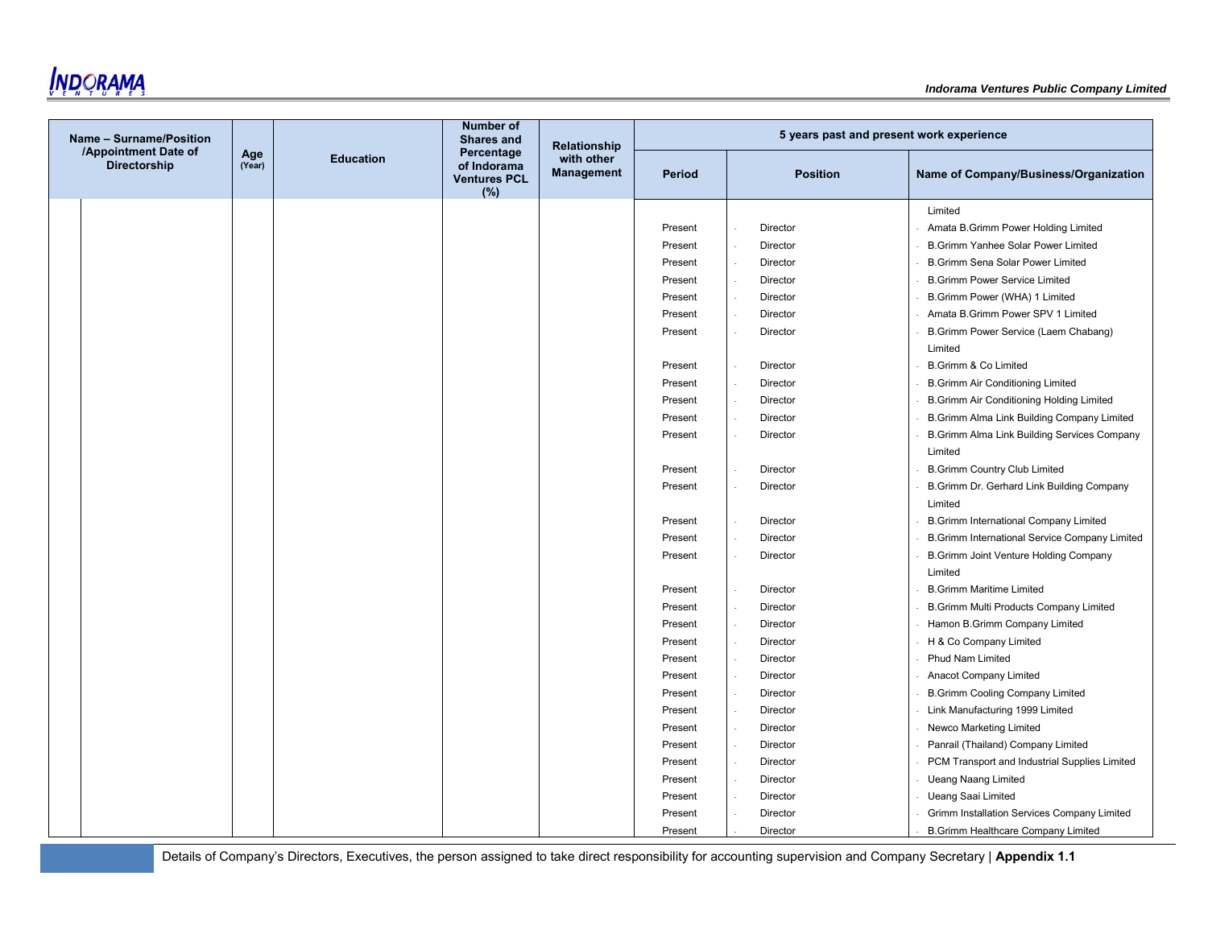| Name – Surname/Position /Appointment Date of Directorship | Age (Year) | Education | Number of Shares and Percentage of Indorama Ventures PCL (%) | Relationship with other Management | 5 years past and present work experience | | |
|---|---|---|---|---|---|---|---|
| | | | | | Period | Position | Name of Company/Business/Organization |
| | | | | | | | Limited |
| | | | | | Present | - Director | - Amata B.Grimm Power Holding Limited |
| | | | | | Present | - Director | - B.Grimm Yanhee Solar Power Limited |
| | | | | | Present | - Director | - B.Grimm Sena Solar Power Limited |
| | | | | | Present | - Director | - B.Grimm Power Service Limited |
| | | | | | Present | - Director | - B.Grimm Power (WHA) 1 Limited |
| | | | | | Present | - Director | - Amata B.Grimm Power SPV 1 Limited |
| | | | | | Present | - Director | - B.Grimm Power Service (Laem Chabang) Limited |
| | | | | | Present | - Director | - B.Grimm & Co Limited |
| | | | | | Present | - Director | - B.Grimm Air Conditioning Limited |
| | | | | | Present | - Director | - B.Grimm Air Conditioning Holding Limited |
| | | | | | Present | - Director | - B.Grimm Alma Link Building Company Limited |
| | | | | | Present | - Director | - B.Grimm Alma Link Building Services Company Limited |
| | | | | | Present | - Director | - B.Grimm Country Club Limited |
| | | | | | Present | - Director | - B.Grimm Dr. Gerhard Link Building Company Limited |
| | | | | | Present | - Director | - B.Grimm International Company Limited |
| | | | | | Present | - Director | - B.Grimm International Service Company Limited |
| | | | | | Present | - Director | - B.Grimm Joint Venture Holding Company Limited |
| | | | | | Present | - Director | - B.Grimm Maritime Limited |
| | | | | | Present | - Director | - B.Grimm Multi Products Company Limited |
| | | | | | Present | - Director | - Hamon B.Grimm Company Limited |
| | | | | | Present | - Director | - H & Co Company Limited |
| | | | | | Present | - Director | - Phud Nam Limited |
| | | | | | Present | - Director | - Anacot Company Limited |
| | | | | | Present | - Director | - B.Grimm Cooling Company Limited |
| | | | | | Present | - Director | - Link Manufacturing 1999 Limited |
| | | | | | Present | - Director | - Newco Marketing Limited |
| | | | | | Present | - Director | - Panrail (Thailand) Company Limited |
| | | | | | Present | - Director | - PCM Transport and Industrial Supplies Limited |
| | | | | | Present | - Director | - Ueang Naang Limited |
| | | | | | Present | - Director | - Ueang Saai Limited |
| | | | | | Present | - Director | - Grimm Installation Services Company Limited |
| | | | | | Present | - Director | - B.Grimm Healthcare Company Limited |

Details of Company's Directors, Executives, the person assigned to take direct responsibility for accounting supervision and Company Secretary | **Appendix 1.1**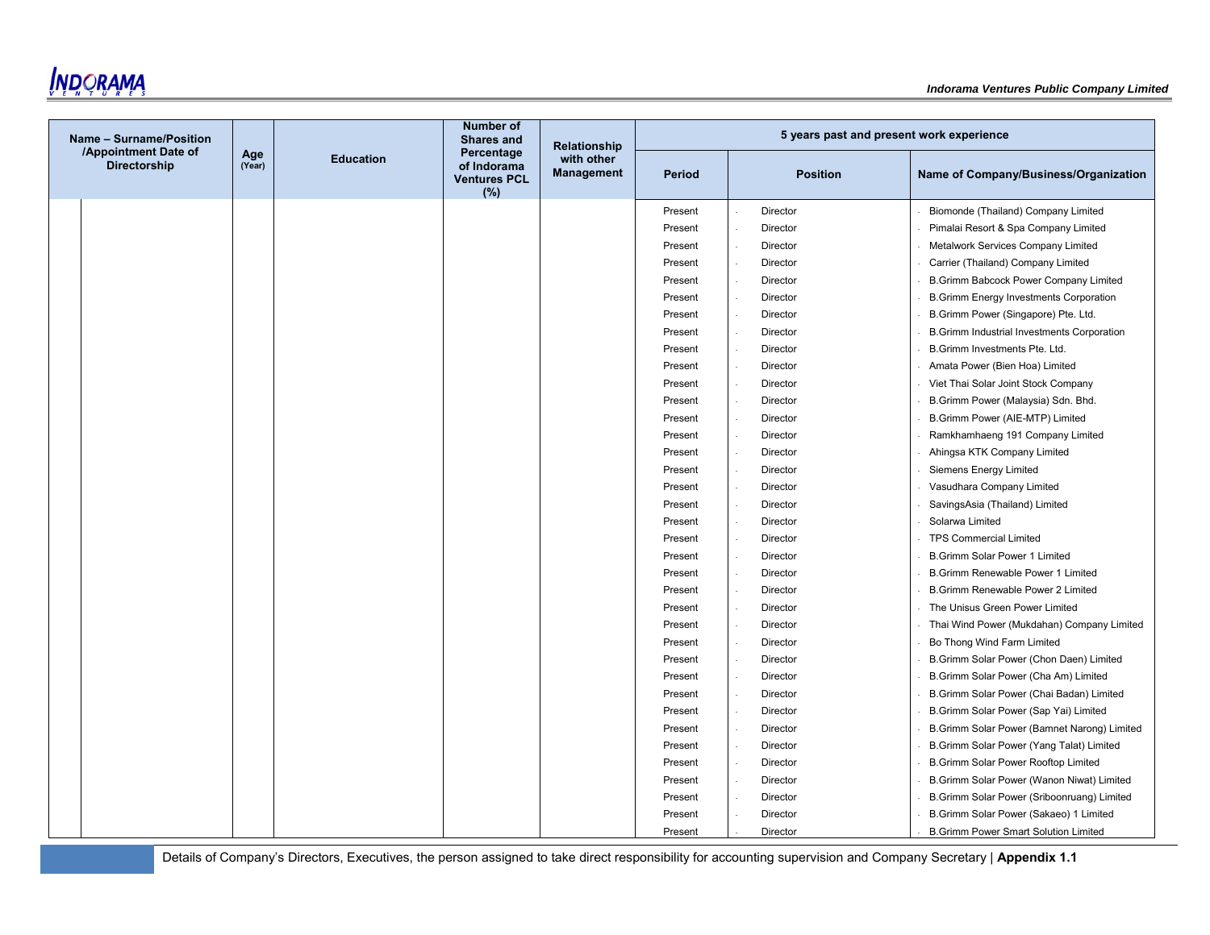| Name – Surname/Position /Appointment Date of Directorship | Age (Year) | Education | Number of Shares and Percentage of Indorama Ventures PCL (%) | Relationship with other Management | 5 years past and present work experience | | |
|---|---|---|---|---|---|---|---|
| | | | | | Period | Position | Name of Company/Business/Organization |
| | | | | | Present | - Director | - Biomonde (Thailand) Company Limited |
| | | | | | Present | - Director | - Pimalai Resort & Spa Company Limited |
| | | | | | Present | - Director | - Metalwork Services Company Limited |
| | | | | | Present | - Director | - Carrier (Thailand) Company Limited |
| | | | | | Present | - Director | - B.Grimm Babcock Power Company Limited |
| | | | | | Present | - Director | - B.Grimm Energy Investments Corporation |
| | | | | | Present | - Director | - B.Grimm Power (Singapore) Pte. Ltd. |
| | | | | | Present | - Director | - B.Grimm Industrial Investments Corporation |
| | | | | | Present | - Director | - B.Grimm Investments Pte. Ltd. |
| | | | | | Present | - Director | - Amata Power (Bien Hoa) Limited |
| | | | | | Present | - Director | - Viet Thai Solar Joint Stock Company |
| | | | | | Present | - Director | - B.Grimm Power (Malaysia) Sdn. Bhd. |
| | | | | | Present | - Director | - B.Grimm Power (AIE-MTP) Limited |
| | | | | | Present | - Director | - Ramkhamhaeng 191 Company Limited |
| | | | | | Present | - Director | - Ahingsa KTK Company Limited |
| | | | | | Present | - Director | - Siemens Energy Limited |
| | | | | | Present | - Director | - Vasudhara Company Limited |
| | | | | | Present | - Director | - SavingsAsia (Thailand) Limited |
| | | | | | Present | - Director | - Solarwa Limited |
| | | | | | Present | - Director | - TPS Commercial Limited |
| | | | | | Present | - Director | - B.Grimm Solar Power 1 Limited |
| | | | | | Present | - Director | - B.Grimm Renewable Power 1 Limited |
| | | | | | Present | - Director | - B.Grimm Renewable Power 2 Limited |
| | | | | | Present | - Director | - The Unisus Green Power Limited |
| | | | | | Present | - Director | - Thai Wind Power (Mukdahan) Company Limited |
| | | | | | Present | - Director | - Bo Thong Wind Farm Limited |
| | | | | | Present | - Director | - B.Grimm Solar Power (Chon Daen) Limited |
| | | | | | Present | - Director | - B.Grimm Solar Power (Cha Am) Limited |
| | | | | | Present | - Director | - B.Grimm Solar Power (Chai Badan) Limited |
| | | | | | Present | - Director | - B.Grimm Solar Power (Sap Yai) Limited |
| | | | | | Present | - Director | - B.Grimm Solar Power (Bamnet Narong) Limited |
| | | | | | Present | - Director | - B.Grimm Solar Power (Yang Talat) Limited |
| | | | | | Present | - Director | - B.Grimm Solar Power Rooftop Limited |
| | | | | | Present | - Director | - B.Grimm Solar Power (Wanon Niwat) Limited |
| | | | | | Present | - Director | - B.Grimm Solar Power (Sriboonruang) Limited |
| | | | | | Present | - Director | - B.Grimm Solar Power (Sakaeo) 1 Limited |
| | | | | | Present | - Director | - B.Grimm Power Smart Solution Limited |

Details of Company's Directors, Executives, the person assigned to take direct responsibility for accounting supervision and Company Secretary | **Appendix 1.1**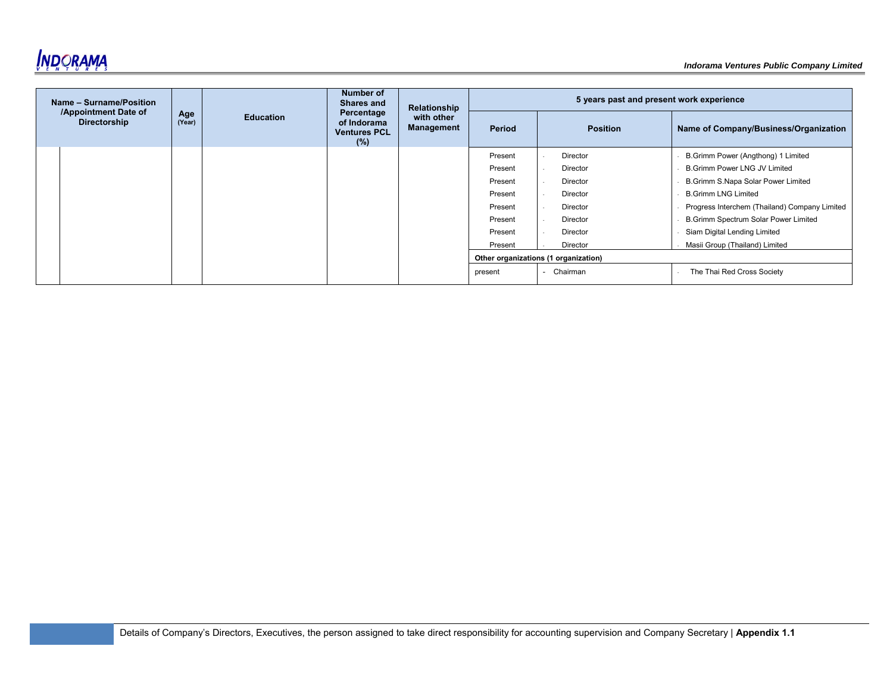| Name – Surname/Position /Appointment Date of Directorship | Age (Year) | Education | Number of Shares and Percentage of Indorama Ventures PCL (%) | Relationship with other Management | 5 years past and present work experience | | |
|---|---|---|---|---|---|---|---|
| | | | | | Period | Position | Name of Company/Business/Organization |
| | | | | | Present | - Director | - B.Grimm Power (Angthong) 1 Limited |
| | | | | | Present | - Director | - B.Grimm Power LNG JV Limited |
| | | | | | Present | - Director | - B.Grimm S.Napa Solar Power Limited |
| | | | | | Present | - Director | - B.Grimm LNG Limited |
| | | | | | Present | - Director | - Progress Interchem (Thailand) Company Limited |
| | | | | | Present | - Director | - B.Grimm Spectrum Solar Power Limited |
| | | | | | Present | - Director | - Siam Digital Lending Limited |
| | | | | | Present | - Director | - Masii Group (Thailand) Limited |
| | | | | | **Other organizations (1 organization)** | | |
| | | | | | present | - Chairman | - The Thai Red Cross Society |

Details of Company's Directors, Executives, the person assigned to take direct responsibility for accounting supervision and Company Secretary | **Appendix 1.1**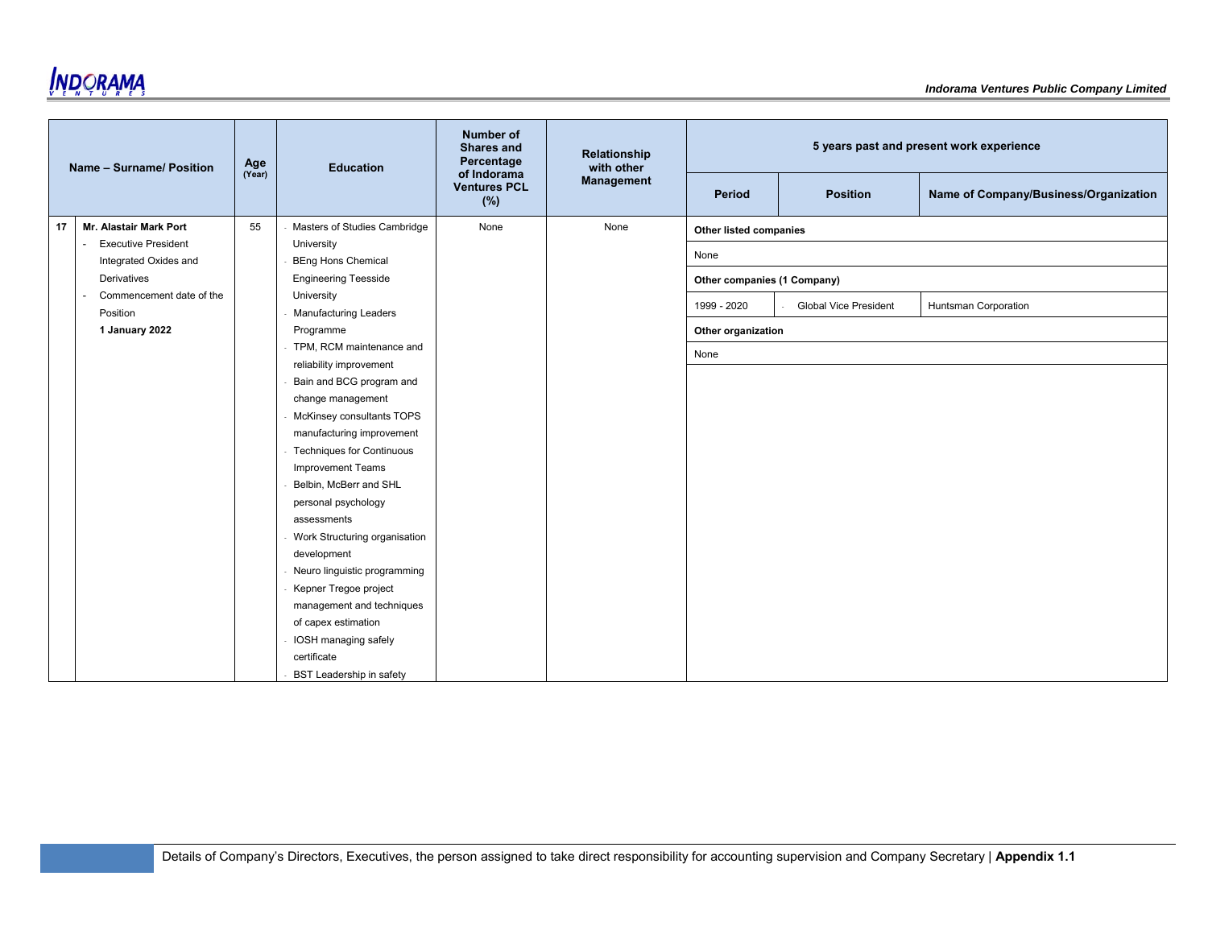| | Name – Surname/ Position | Age (Year) | Education | Number of Shares and Percentage of Indorama Ventures PCL (%) | Relationship with other Management | 5 years past and present work experience | | |
|---|---|---|---|---|---|---|---|---|
| | | | | | | Period | Position | Name of Company/Business/Organization |
| 17 | **Mr. Alastair Mark Port**<br>- Executive President Integrated Oxides and Derivatives<br>- Commencement date of the Position<br>**1 January 2022** | 55 | - Masters of Studies Cambridge University<br>- BEng Hons Chemical Engineering Teesside University<br>- Manufacturing Leaders Programme<br>- TPM, RCM maintenance and reliability improvement<br>- Bain and BCG program and change management<br>- McKinsey consultants TOPS manufacturing improvement<br>- Techniques for Continuous Improvement Teams<br>- Belbin, McBerr and SHL personal psychology assessments<br>- Work Structuring organisation development<br>- Neuro linguistic programming<br>- Kepner Tregoe project management and techniques of capex estimation<br>- IOSH managing safely certificate<br>- BST Leadership in safety | None | None | **Other listed companies** | | |
| | | | | | | None | | |
| | | | | | | **Other companies (1 Company)** | | |
| | | | | | | 1999 - 2020 | - Global Vice President | Huntsman Corporation |
| | | | | | | **Other organization** | | |
| | | | | | | None | | |

Details of Company's Directors, Executives, the person assigned to take direct responsibility for accounting supervision and Company Secretary | **Appendix 1.1**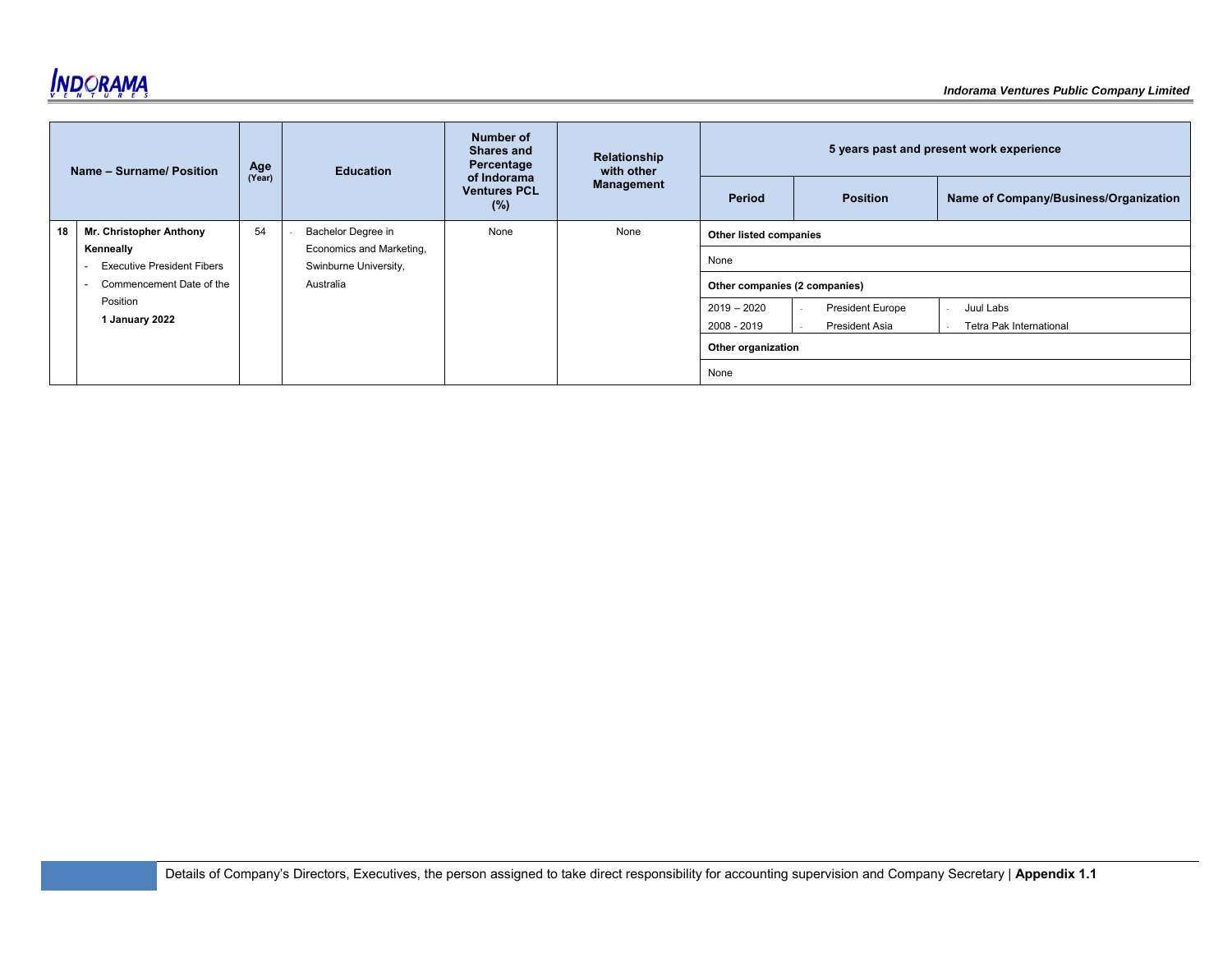| | Name – Surname/ Position | Age (Year) | Education | Number of Shares and Percentage of Indorama Ventures PCL (%) | Relationship with other Management | 5 years past and present work experience | | |
|---|---|---|---|---|---|---|---|---|
| | | | | | | Period | Position | Name of Company/Business/Organization |
| 18 | **Mr. Christopher Anthony Kenneally**<br>- Executive President Fibers<br>- Commencement Date of the Position<br>**1 January 2022** | 54 | - Bachelor Degree in Economics and Marketing, Swinburne University, Australia | None | None | **Other listed companies** | | |
| | | | | | | None | | |
| | | | | | | **Other companies (2 companies)** | | |
| | | | | | | 2019 – 2020<br>2008 - 2019 | - President Europe<br>- President Asia | - Juul Labs<br>- Tetra Pak International |
| | | | | | | **Other organization** | | |
| | | | | | | None | | |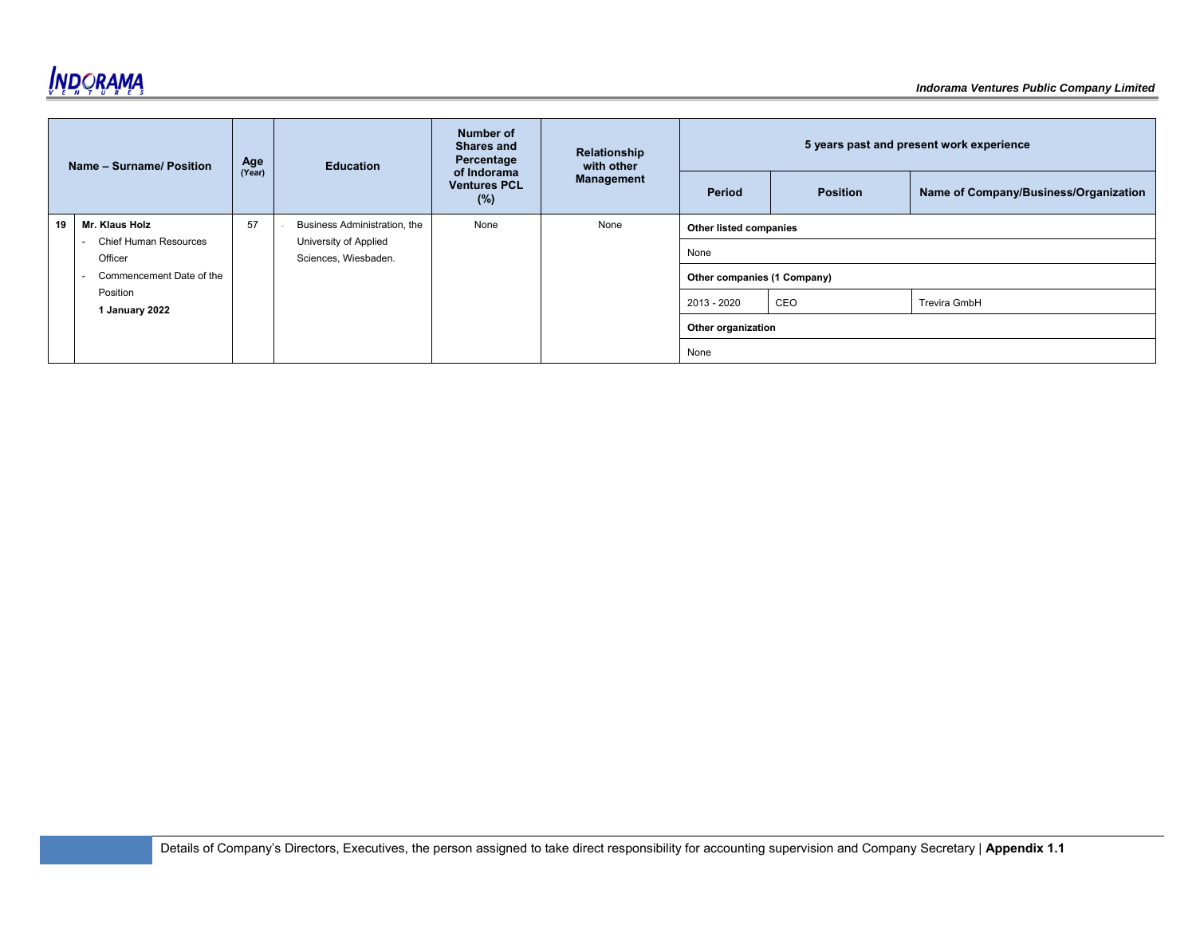| | Name – Surname/ Position | Age (Year) | Education | Number of Shares and Percentage of Indorama Ventures PCL (%) | Relationship with other Management | 5 years past and present work experience | | |
|---|---|---|---|---|---|---|---|---|
| | | | | | | Period | Position | Name of Company/Business/Organization |
| 19 | **Mr. Klaus Holz**<br>- Chief Human Resources Officer<br>- Commencement Date of the Position<br>**1 January 2022** | 57 | - Business Administration, the University of Applied Sciences, Wiesbaden. | None | None | **Other listed companies** | | |
| | | | | | | None | | |
| | | | | | | **Other companies (1 Company)** | | |
| | | | | | | 2013 - 2020 | CEO | Trevira GmbH |
| | | | | | | **Other organization** | | |
| | | | | | | None | | |

Details of Company's Directors, Executives, the person assigned to take direct responsibility for accounting supervision and Company Secretary | **Appendix 1.1**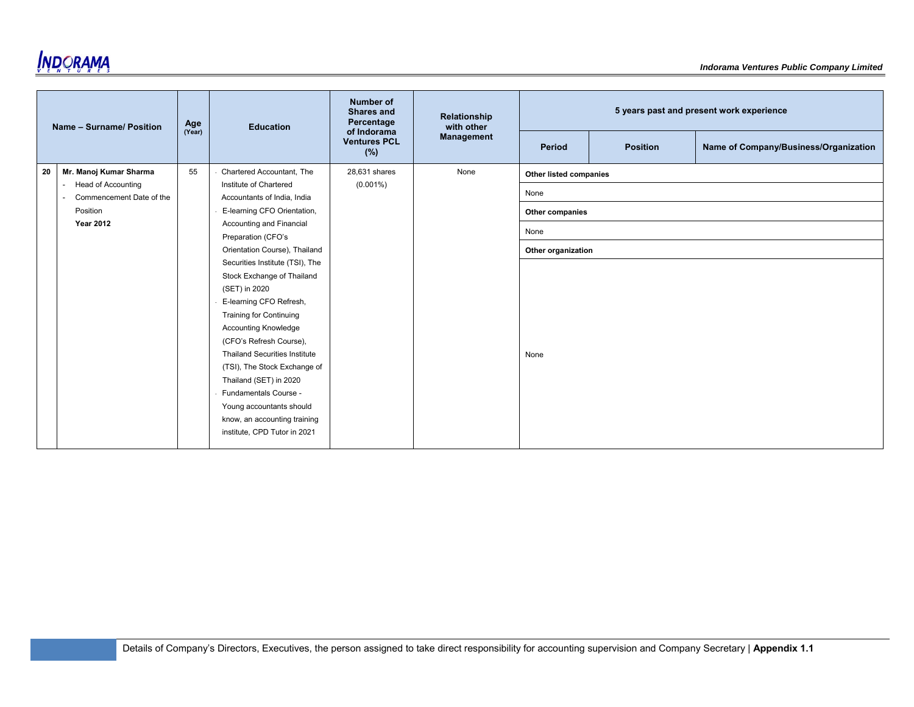| | Name – Surname/ Position | Age (Year) | Education | Number of Shares and Percentage of Indorama Ventures PCL (%) | Relationship with other Management | 5 years past and present work experience | | |
|---|---|---|---|---|---|---|---|---|
| | | | | | | Period | Position | Name of Company/Business/Organization |
| 20 | **Mr. Manoj Kumar Sharma**<br>- Head of Accounting<br>- Commencement Date of the Position<br>**Year 2012** | 55 | - Chartered Accountant, The Institute of Chartered Accountants of India, India<br>- E-learning CFO Orientation, Accounting and Financial Preparation (CFO's Orientation Course), Thailand Securities Institute (TSI), The Stock Exchange of Thailand (SET) in 2020<br>- E-learning CFO Refresh, Training for Continuing Accounting Knowledge (CFO's Refresh Course), Thailand Securities Institute (TSI), The Stock Exchange of Thailand (SET) in 2020<br>- Fundamentals Course - Young accountants should know, an accounting training institute, CPD Tutor in 2021 | 28,631 shares (0.001%) | None | **Other listed companies** | | |
| | | | | | | None | | |
| | | | | | | **Other companies** | | |
| | | | | | | None | | |
| | | | | | | **Other organization** | | |
| | | | | | | None | | |

Details of Company's Directors, Executives, the person assigned to take direct responsibility for accounting supervision and Company Secretary | **Appendix 1.1**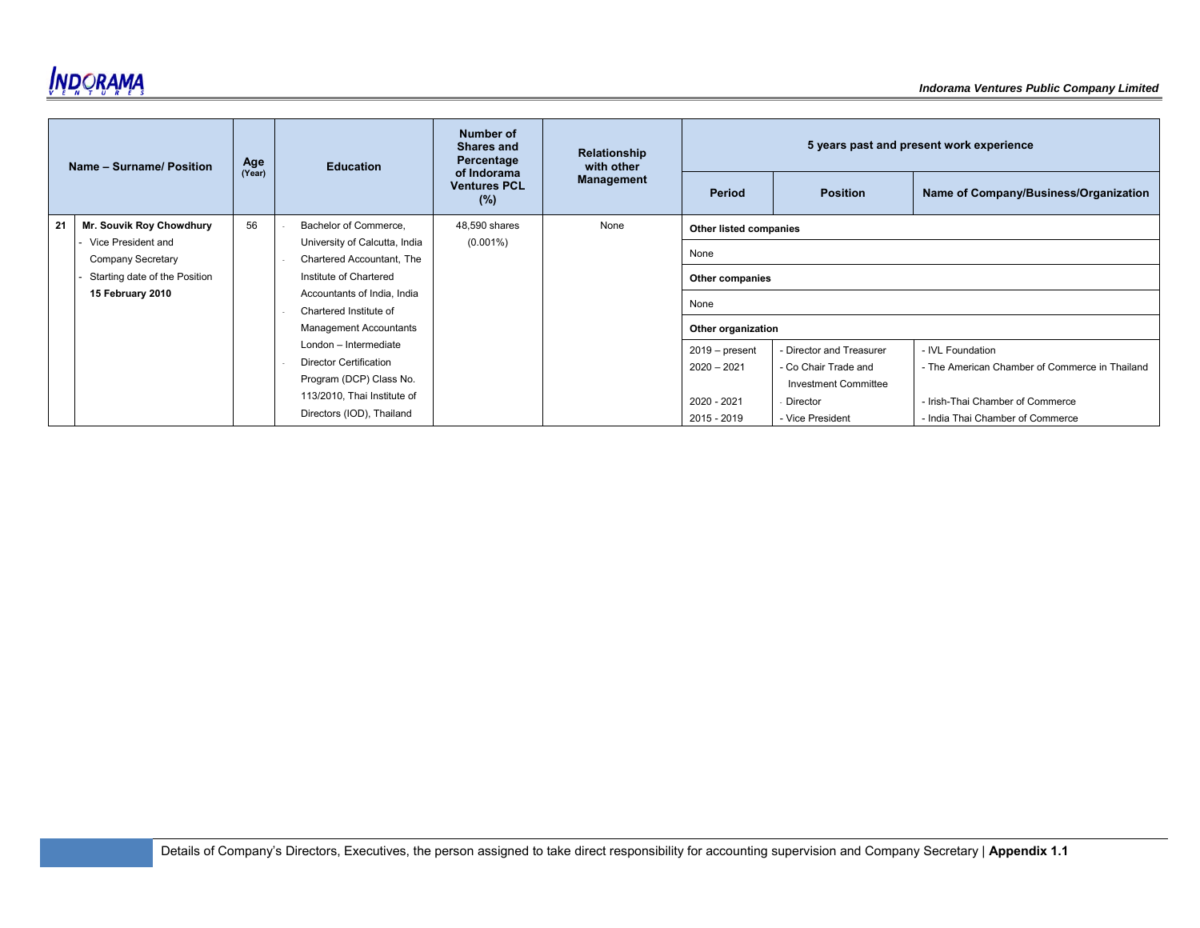| | Name – Surname/ Position | Age (Year) | Education | Number of Shares and Percentage of Indorama Ventures PCL (%) | Relationship with other Management | 5 years past and present work experience | | |
|---|---|---|---|---|---|---|---|---|
| | | | | | | Period | Position | Name of Company/Business/Organization |
| 21 | **Mr. Souvik Roy Chowdhury**<br>- Vice President and Company Secretary<br>- Starting date of the Position **15 February 2010** | 56 | - Bachelor of Commerce, University of Calcutta, India<br>- Chartered Accountant, The Institute of Chartered Accountants of India, India<br>- Chartered Institute of Management Accountants London – Intermediate<br>- Director Certification Program (DCP) Class No. 113/2010, Thai Institute of Directors (IOD), Thailand | 48,590 shares (0.001%) | None | **Other listed companies** | | |
| | | | | | | None | | |
| | | | | | | **Other companies** | | |
| | | | | | | None | | |
| | | | | | | **Other organization** | | |
| | | | | | | 2019 – present | - Director and Treasurer | - IVL Foundation |
| | | | | | | 2020 – 2021 | - Co Chair Trade and Investment Committee | - The American Chamber of Commerce in Thailand |
| | | | | | | 2020 - 2021 | - Director | - Irish-Thai Chamber of Commerce |
| | | | | | | 2015 - 2019 | - Vice President | - India Thai Chamber of Commerce |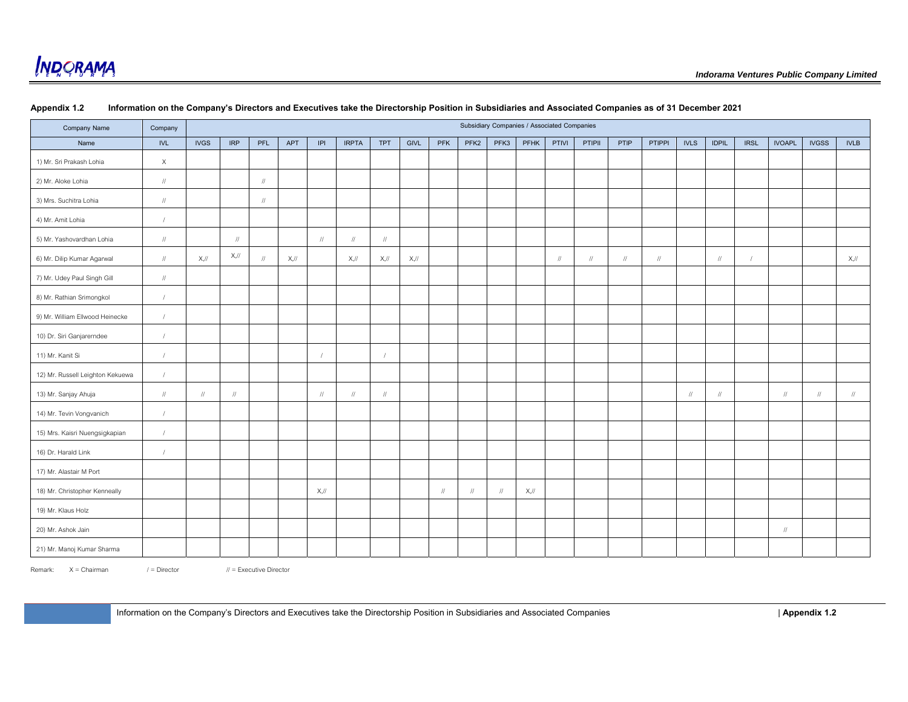**Appendix 1.2 Information on the Company's Directors and Executives take the Directorship Position in Subsidiaries and Associated Companies as of 31 December 2021**

| Company Name | Company | Subsidiary Companies / Associated Companies | | | | | | | | | | | | | | | | | | | | | |
|---|---|---|---|---|---|---|---|---|---|---|---|---|---|---|---|---|---|---|---|---|---|---|---|
| Name | IVL | IVGS | IRP | PFL | APT | IPI | IRPTA | TPT | GIVL | PFK | PFK2 | PFK3 | PFHK | PTIVI | PTIPII | PTIP | PTIPPI | IVLS | IDPIL | IRSL | IVOAPL | IVGSS | IVLB |
| 1) Mr. Sri Prakash Lohia | X | | | | | | | | | | | | | | | | | | | | | | |
| 2) Mr. Aloke Lohia | // | | | // | | | | | | | | | | | | | | | | | | | |
| 3) Mrs. Suchitra Lohia | // | | | // | | | | | | | | | | | | | | | | | | | |
| 4) Mr. Amit Lohia | / | | | | | | | | | | | | | | | | | | | | | | |
| 5) Mr. Yashovardhan Lohia | // | | // | | | // | // | // | | | | | | | | | | | | | | | |
| 6) Mr. Dilip Kumar Agarwal | // | X,// | X,// | // | X,// | | X,// | X,// | X,// | | | | | // | // | // | // | | // | / | | | X,// |
| 7) Mr. Udey Paul Singh Gill | // | | | | | | | | | | | | | | | | | | | | | | |
| 8) Mr. Rathian Srimongkol | / | | | | | | | | | | | | | | | | | | | | | | |
| 9) Mr. William Ellwood Heinecke | / | | | | | | | | | | | | | | | | | | | | | | |
| 10) Dr. Siri Ganjarerndee | / | | | | | | | | | | | | | | | | | | | | | | |
| 11) Mr. Kanit Si | / | | | | | / | | / | | | | | | | | | | | | | | | |
| 12) Mr. Russell Leighton Kekuewa | / | | | | | | | | | | | | | | | | | | | | | | |
| 13) Mr. Sanjay Ahuja | // | // | // | | | // | // | // | | | | | | | | | | // | // | | // | // | // |
| 14) Mr. Tevin Vongvanich | / | | | | | | | | | | | | | | | | | | | | | | |
| 15) Mrs. Kaisri Nuengsigkapian | / | | | | | | | | | | | | | | | | | | | | | | |
| 16) Dr. Harald Link | / | | | | | | | | | | | | | | | | | | | | | | |
| 17) Mr. Alastair M Port | | | | | | | | | | | | | | | | | | | | | | | |
| 18) Mr. Christopher Kenneally | | | | | | X,// | | | | // | // | // | X,// | | | | | | | | | | |
| 19) Mr. Klaus Holz | | | | | | | | | | | | | | | | | | | | | | | |
| 20) Mr. Ashok Jain | | | | | | | | | | | | | | | | | | | | | // | | |
| 21) Mr. Manoj Kumar Sharma | | | | | | | | | | | | | | | | | | | | | | | |

Remark: X = Chairman / = Director // = Executive Director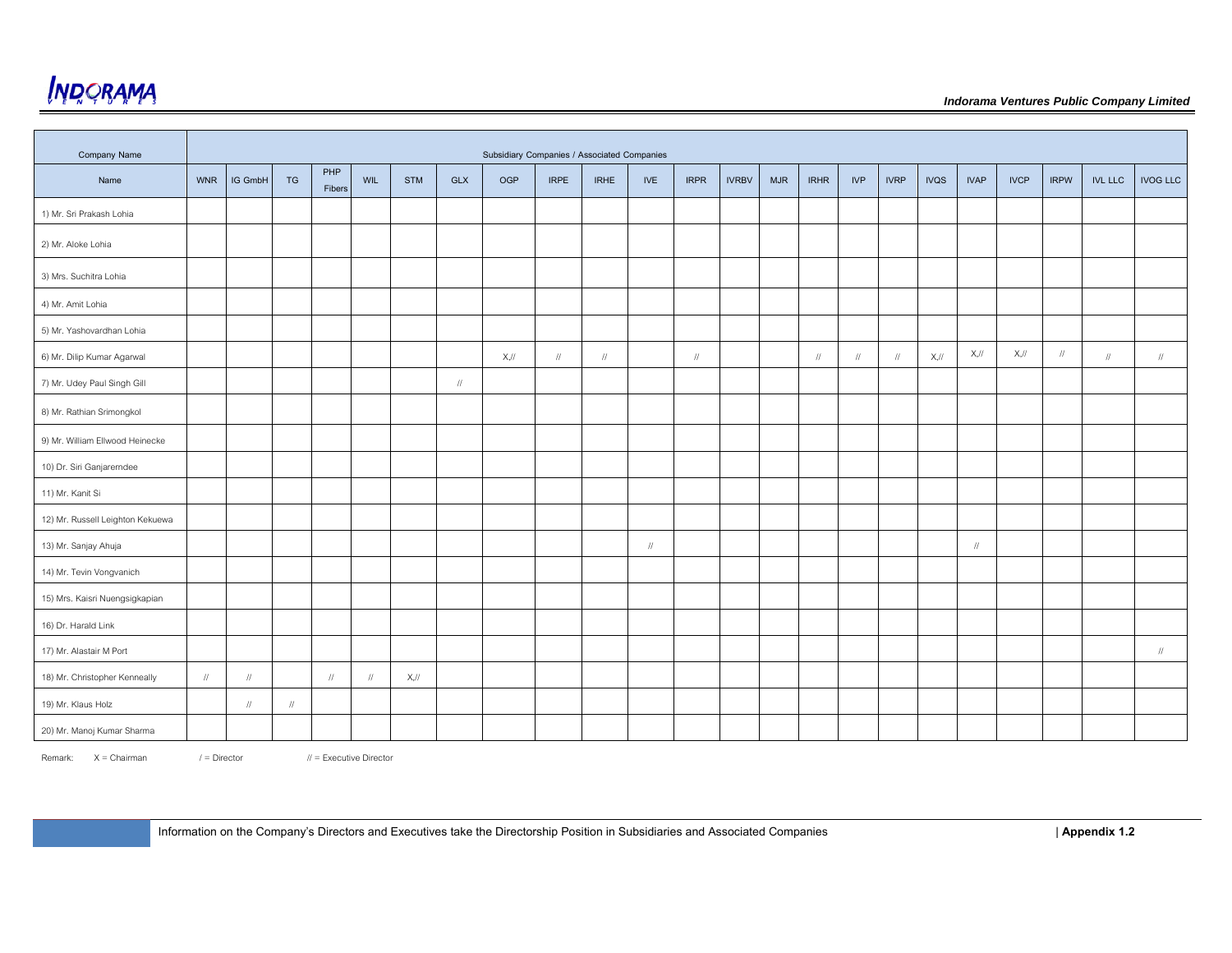| Company Name | Subsidiary Companies / Associated Companies | | | | | | | | | | | | | | | | | | | | | | |
|---|---|---|---|---|---|---|---|---|---|---|---|---|---|---|---|---|---|---|---|---|---|---|---|
| Name | WNR | IG GmbH | TG | PHP Fibers | WIL | STM | GLX | OGP | IRPE | IRHE | IVE | IRPR | IVRBV | MJR | IRHR | IVP | IVRP | IVQS | IVAP | IVCP | IRPW | IVL LLC | IVOG LLC |
| 1) Mr. Sri Prakash Lohia | | | | | | | | | | | | | | | | | | | | | | | |
| 2) Mr. Aloke Lohia | | | | | | | | | | | | | | | | | | | | | | | |
| 3) Mrs. Suchitra Lohia | | | | | | | | | | | | | | | | | | | | | | | |
| 4) Mr. Amit Lohia | | | | | | | | | | | | | | | | | | | | | | | |
| 5) Mr. Yashovardhan Lohia | | | | | | | | | | | | | | | | | | | | | | | |
| 6) Mr. Dilip Kumar Agarwal | | | | | | | | X,// | // | // | | // | | | // | // | // | X,// | X,// | X,// | // | // | // |
| 7) Mr. Udey Paul Singh Gill | | | | | | | // | | | | | | | | | | | | | | | | |
| 8) Mr. Rathian Srimongkol | | | | | | | | | | | | | | | | | | | | | | | |
| 9) Mr. William Ellwood Heinecke | | | | | | | | | | | | | | | | | | | | | | | |
| 10) Dr. Siri Ganjaremdee | | | | | | | | | | | | | | | | | | | | | | | |
| 11) Mr. Kanit Si | | | | | | | | | | | | | | | | | | | | | | | |
| 12) Mr. Russell Leighton Kekuewa | | | | | | | | | | | | | | | | | | | | | | | |
| 13) Mr. Sanjay Ahuja | | | | | | | | | | | // | | | | | | | | // | | | | |
| 14) Mr. Tevin Vongvanich | | | | | | | | | | | | | | | | | | | | | | | |
| 15) Mrs. Kaisri Nuengsigkapian | | | | | | | | | | | | | | | | | | | | | | | |
| 16) Dr. Harald Link | | | | | | | | | | | | | | | | | | | | | | | |
| 17) Mr. Alastair M Port | | | | | | | | | | | | | | | | | | | | | | | // |
| 18) Mr. Christopher Kenneally | // | // | | // | // | X,// | | | | | | | | | | | | | | | | | |
| 19) Mr. Klaus Holz | | // | // | | | | | | | | | | | | | | | | | | | | |
| 20) Mr. Manoj Kumar Sharma | | | | | | | | | | | | | | | | | | | | | | | |

Remark: X = Chairman / = Director // = Executive Director

Information on the Company's Directors and Executives take the Directorship Position in Subsidiaries and Associated Companies | **Appendix 1.2**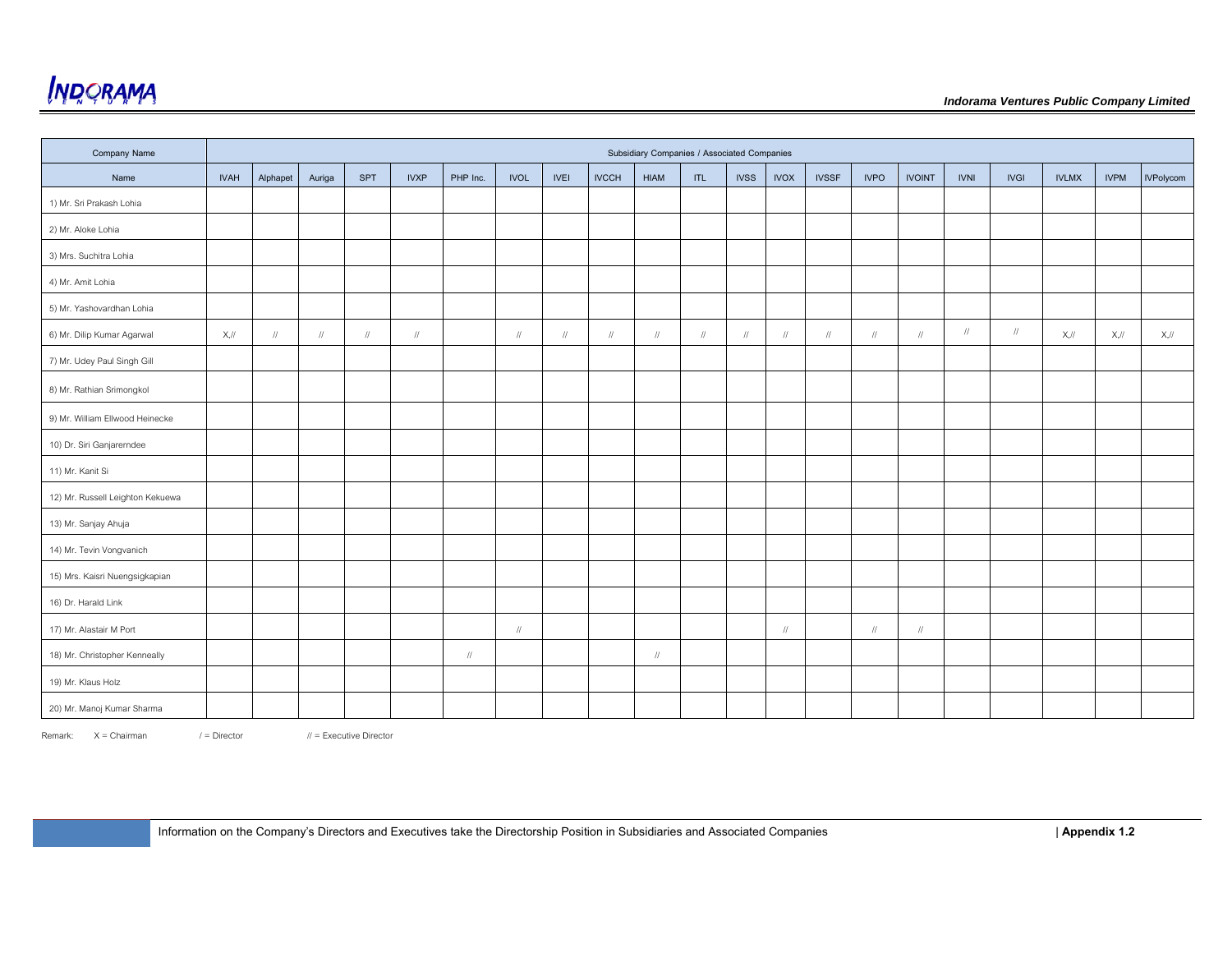| Company Name | Subsidiary Companies / Associated Companies | | | | | | | | | | | | | | | | | | | | |
|---|---|---|---|---|---|---|---|---|---|---|---|---|---|---|---|---|---|---|---|---|---|
| Name | IVAH | Alphapet | Auriga | SPT | IVXP | PHP Inc. | IVOL | IVEI | IVCCH | HIAM | ITL | IVSS | IVOX | IVSSF | IVPO | IVOINT | IVNI | IVGI | IVLMX | IVPM | IVPolycom |
| 1) Mr. Sri Prakash Lohia | | | | | | | | | | | | | | | | | | | | | |
| 2) Mr. Aloke Lohia | | | | | | | | | | | | | | | | | | | | | |
| 3) Mrs. Suchitra Lohia | | | | | | | | | | | | | | | | | | | | | |
| 4) Mr. Amit Lohia | | | | | | | | | | | | | | | | | | | | | |
| 5) Mr. Yashovardhan Lohia | | | | | | | | | | | | | | | | | | | | | |
| 6) Mr. Dilip Kumar Agarwal | X,// | // | // | // | // | | // | // | // | // | // | // | // | // | // | // | // | // | X,// | X,// | X,// |
| 7) Mr. Udey Paul Singh Gill | | | | | | | | | | | | | | | | | | | | | |
| 8) Mr. Rathian Srimongkol | | | | | | | | | | | | | | | | | | | | | |
| 9) Mr. William Ellwood Heinecke | | | | | | | | | | | | | | | | | | | | | |
| 10) Dr. Siri Ganjarerndee | | | | | | | | | | | | | | | | | | | | | |
| 11) Mr. Kanit Si | | | | | | | | | | | | | | | | | | | | | |
| 12) Mr. Russell Leighton Kekuewa | | | | | | | | | | | | | | | | | | | | | |
| 13) Mr. Sanjay Ahuja | | | | | | | | | | | | | | | | | | | | | |
| 14) Mr. Tevin Vongvanich | | | | | | | | | | | | | | | | | | | | | |
| 15) Mrs. Kaisri Nuengsigkapian | | | | | | | | | | | | | | | | | | | | | |
| 16) Dr. Harald Link | | | | | | | | | | | | | | | | | | | | | |
| 17) Mr. Alastair M Port | | | | | | | // | | | | | | // | | // | // | | | | | |
| 18) Mr. Christopher Kenneally | | | | | | // | | | | // | | | | | | | | | | | |
| 19) Mr. Klaus Holz | | | | | | | | | | | | | | | | | | | | | |
| 20) Mr. Manoj Kumar Sharma | | | | | | | | | | | | | | | | | | | | | |

Remark: X = Chairman / = Director // = Executive Director

Information on the Company's Directors and Executives take the Directorship Position in Subsidiaries and Associated Companies | **Appendix 1.2**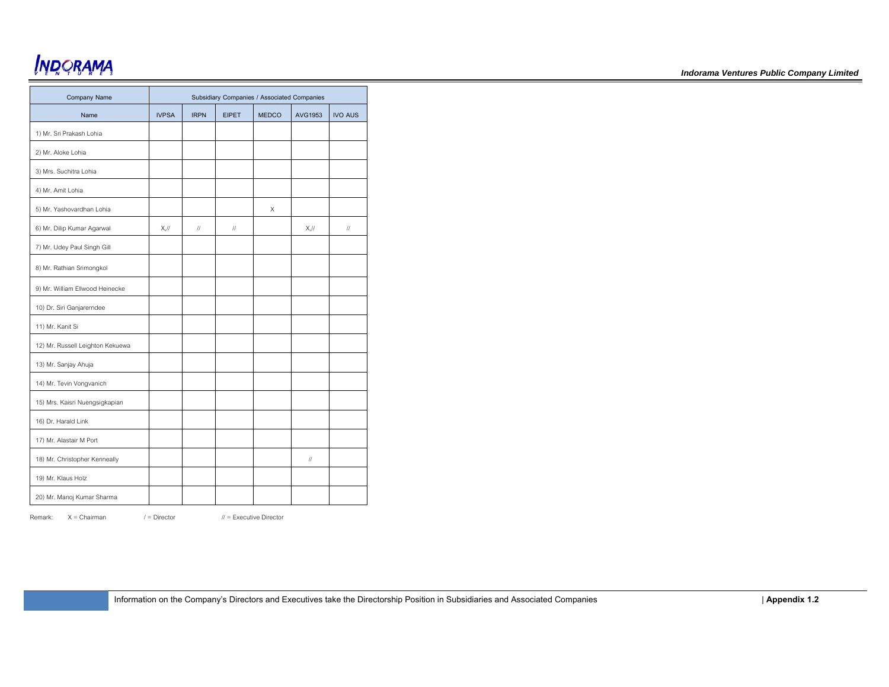| Company Name | Subsidiary Companies / Associated Companies | | | | | |
|---|---|---|---|---|---|---|
| Name | IVPSA | IRPN | EIPET | MEDCO | AVG1953 | IVO AUS |
| 1) Mr. Sri Prakash Lohia | | | | | | |
| 2) Mr. Aloke Lohia | | | | | | |
| 3) Mrs. Suchitra Lohia | | | | | | |
| 4) Mr. Amit Lohia | | | | | | |
| 5) Mr. Yashovardhan Lohia | | | | X | | |
| 6) Mr. Dilip Kumar Agarwal | X,// | // | // | | X,// | // |
| 7) Mr. Udey Paul Singh Gill | | | | | | |
| 8) Mr. Rathian Srimongkol | | | | | | |
| 9) Mr. William Ellwood Heinecke | | | | | | |
| 10) Dr. Siri Ganjarerndee | | | | | | |
| 11) Mr. Kanit Si | | | | | | |
| 12) Mr. Russell Leighton Kekuewa | | | | | | |
| 13) Mr. Sanjay Ahuja | | | | | | |
| 14) Mr. Tevin Vongvanich | | | | | | |
| 15) Mrs. Kaisri Nuengsigkapian | | | | | | |
| 16) Dr. Harald Link | | | | | | |
| 17) Mr. Alastair M Port | | | | | | |
| 18) Mr. Christopher Kenneally | | | | | // | |
| 19) Mr. Klaus Holz | | | | | | |
| 20) Mr. Manoj Kumar Sharma | | | | | | |

Remark: X = Chairman / = Director // = Executive Director

Information on the Company's Directors and Executives take the Directorship Position in Subsidiaries and Associated Companies | **Appendix 1.2**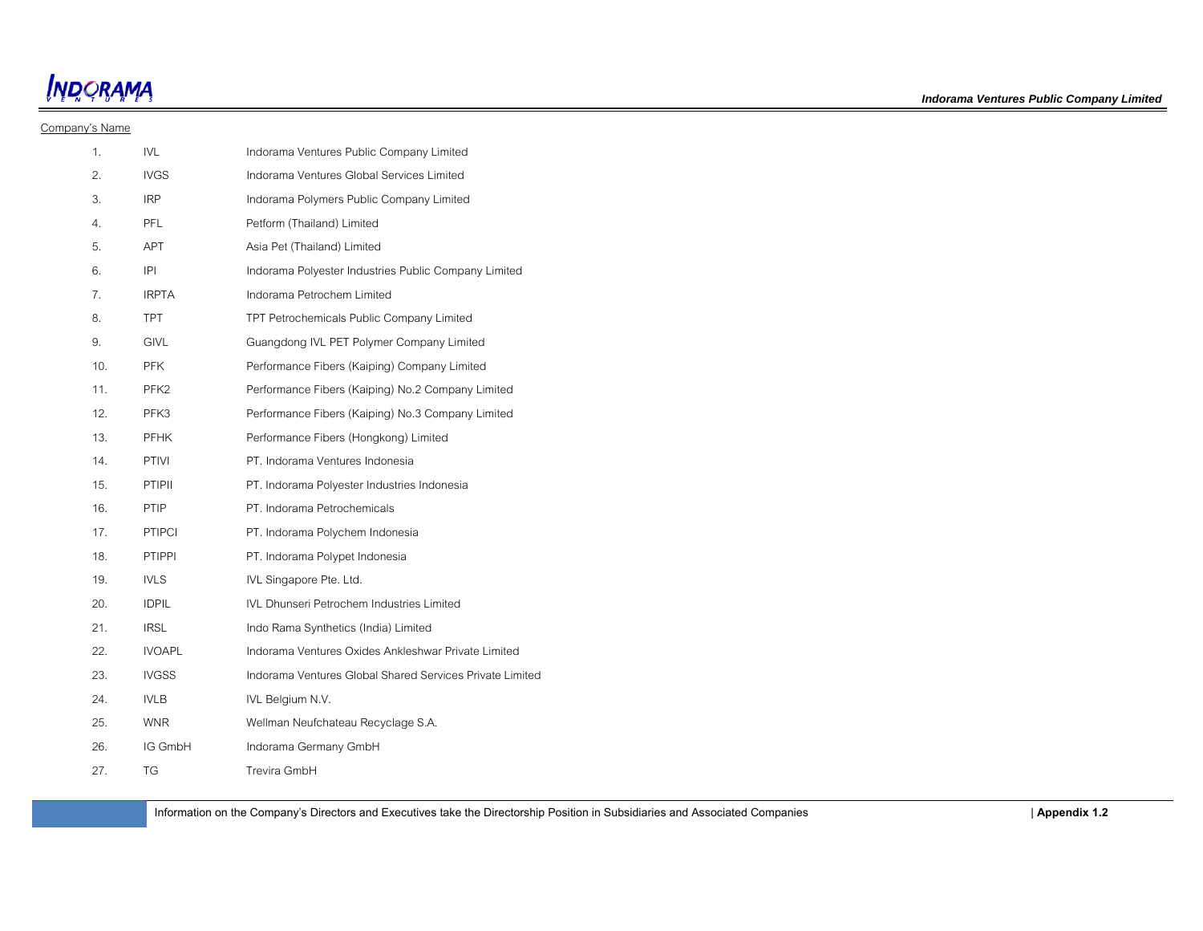Company's Name

| No. | Abbreviation | Company's Name |
|---|---|---|
| 1. | IVL | Indorama Ventures Public Company Limited |
| 2. | IVGS | Indorama Ventures Global Services Limited |
| 3. | IRP | Indorama Polymers Public Company Limited |
| 4. | PFL | Petform (Thailand) Limited |
| 5. | APT | Asia Pet (Thailand) Limited |
| 6. | IPI | Indorama Polyester Industries Public Company Limited |
| 7. | IRPTA | Indorama Petrochem Limited |
| 8. | TPT | TPT Petrochemicals Public Company Limited |
| 9. | GIVL | Guangdong IVL PET Polymer Company Limited |
| 10. | PFK | Performance Fibers (Kaiping) Company Limited |
| 11. | PFK2 | Performance Fibers (Kaiping) No.2 Company Limited |
| 12. | PFK3 | Performance Fibers (Kaiping) No.3 Company Limited |
| 13. | PFHK | Performance Fibers (Hongkong) Limited |
| 14. | PTIVI | PT. Indorama Ventures Indonesia |
| 15. | PTIPII | PT. Indorama Polyester Industries Indonesia |
| 16. | PTIP | PT. Indorama Petrochemicals |
| 17. | PTIPCI | PT. Indorama Polychem Indonesia |
| 18. | PTIPPI | PT. Indorama Polypet Indonesia |
| 19. | IVLS | IVL Singapore Pte. Ltd. |
| 20. | IDPIL | IVL Dhunseri Petrochem Industries Limited |
| 21. | IRSL | Indo Rama Synthetics (India) Limited |
| 22. | IVOAPL | Indorama Ventures Oxides Ankleshwar Private Limited |
| 23. | IVGSS | Indorama Ventures Global Shared Services Private Limited |
| 24. | IVLB | IVL Belgium N.V. |
| 25. | WNR | Wellman Neufchateau Recyclage S.A. |
| 26. | IG GmbH | Indorama Germany GmbH |
| 27. | TG | Trevira GmbH |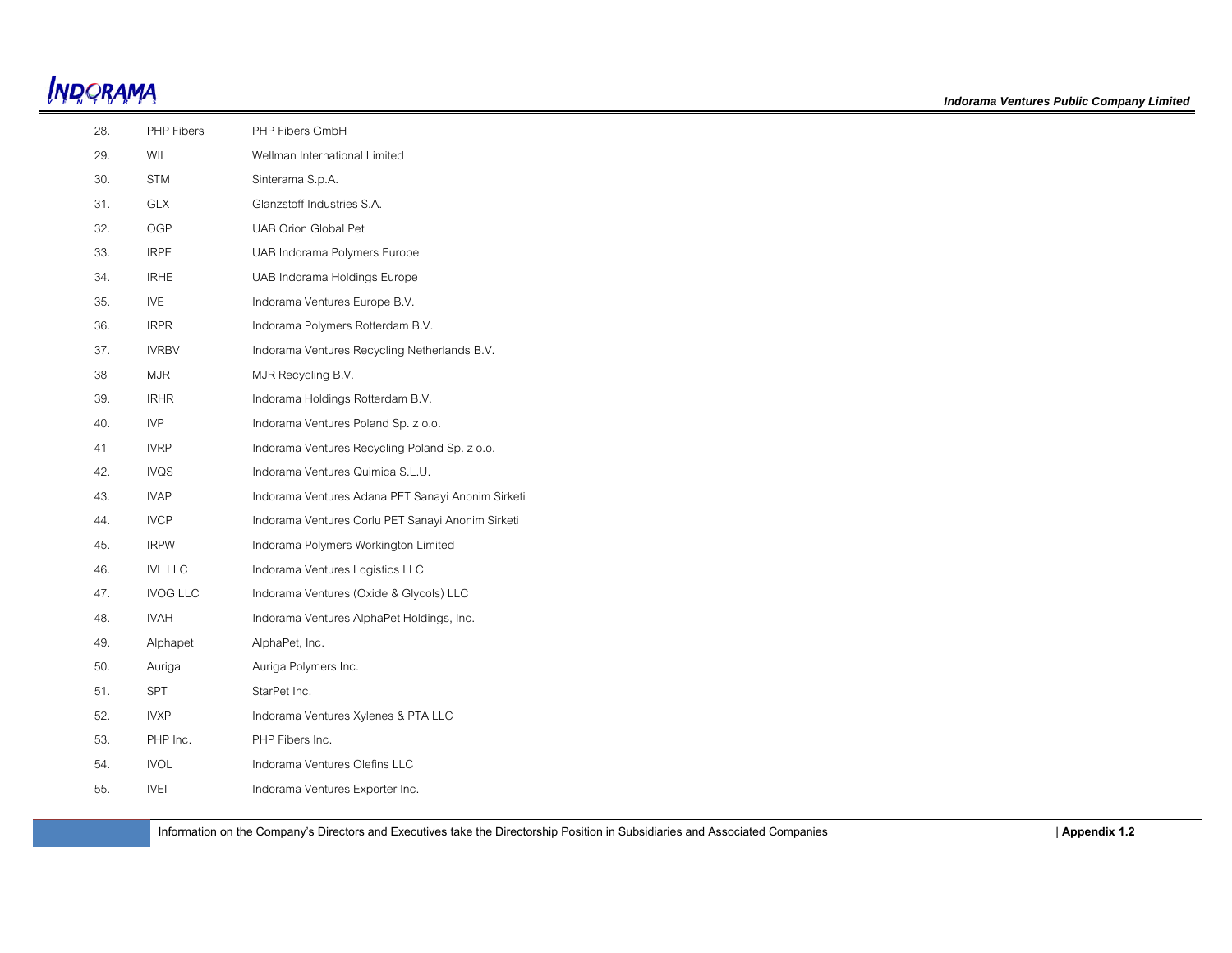| | | |
|---|---|---|
| 28. | PHP Fibers | PHP Fibers GmbH |
| 29. | WIL | Wellman International Limited |
| 30. | STM | Sinterama S.p.A. |
| 31. | GLX | Glanzstoff Industries S.A. |
| 32. | OGP | UAB Orion Global Pet |
| 33. | IRPE | UAB Indorama Polymers Europe |
| 34. | IRHE | UAB Indorama Holdings Europe |
| 35. | IVE | Indorama Ventures Europe B.V. |
| 36. | IRPR | Indorama Polymers Rotterdam B.V. |
| 37. | IVRBV | Indorama Ventures Recycling Netherlands B.V. |
| 38 | MJR | MJR Recycling B.V. |
| 39. | IRHR | Indorama Holdings Rotterdam B.V. |
| 40. | IVP | Indorama Ventures Poland Sp. z o.o. |
| 41 | IVRP | Indorama Ventures Recycling Poland Sp. z o.o. |
| 42. | IVQS | Indorama Ventures Quimica S.L.U. |
| 43. | IVAP | Indorama Ventures Adana PET Sanayi Anonim Sirketi |
| 44. | IVCP | Indorama Ventures Corlu PET Sanayi Anonim Sirketi |
| 45. | IRPW | Indorama Polymers Workington Limited |
| 46. | IVL LLC | Indorama Ventures Logistics LLC |
| 47. | IVOG LLC | Indorama Ventures (Oxide & Glycols) LLC |
| 48. | IVAH | Indorama Ventures AlphaPet Holdings, Inc. |
| 49. | Alphapet | AlphaPet, Inc. |
| 50. | Auriga | Auriga Polymers Inc. |
| 51. | SPT | StarPet Inc. |
| 52. | IVXP | Indorama Ventures Xylenes & PTA LLC |
| 53. | PHP Inc. | PHP Fibers Inc. |
| 54. | IVOL | Indorama Ventures Olefins LLC |
| 55. | IVEI | Indorama Ventures Exporter Inc. |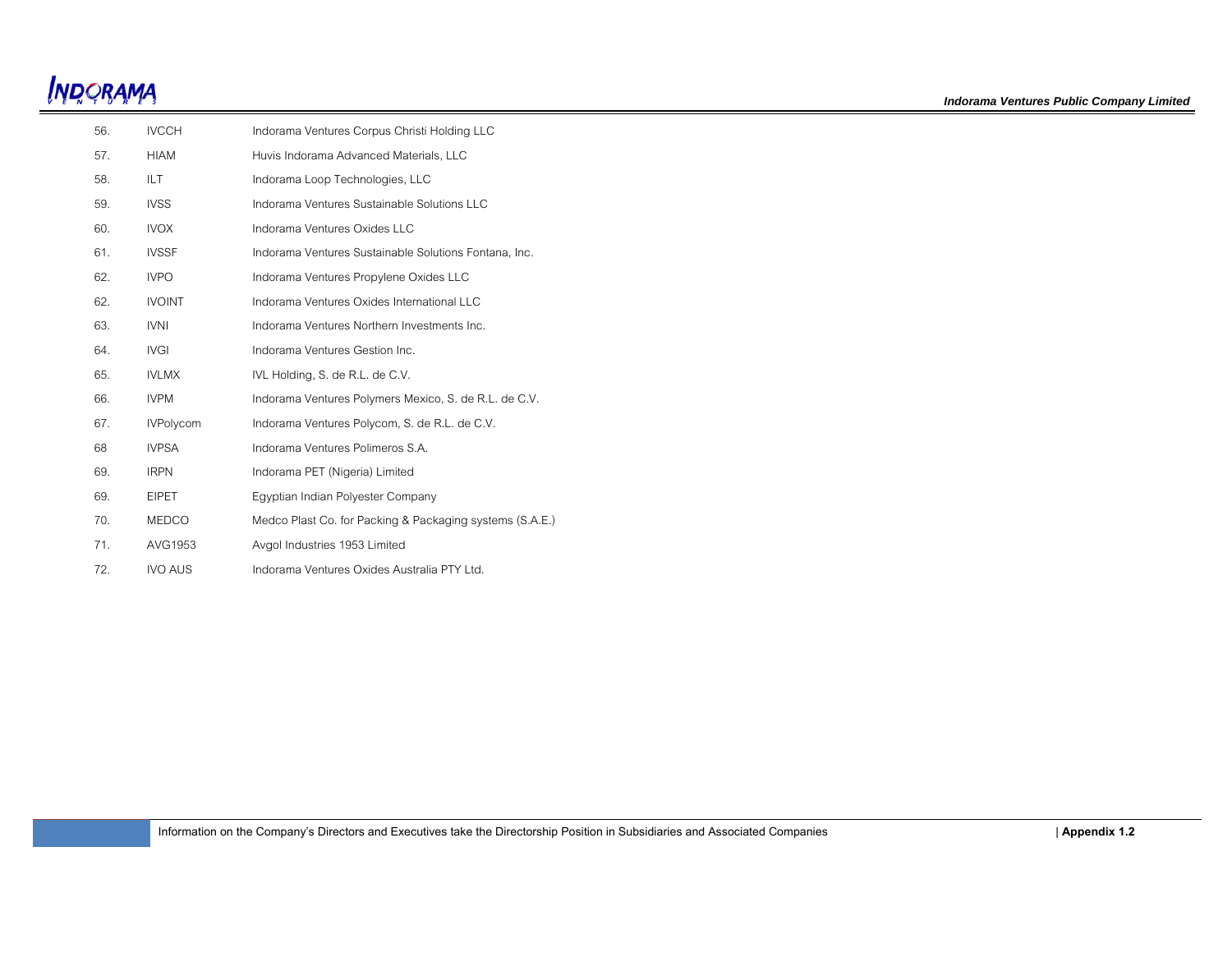| | | |
|---|---|---|
| 56. | IVCCH | Indorama Ventures Corpus Christi Holding LLC |
| 57. | HIAM | Huvis Indorama Advanced Materials, LLC |
| 58. | ILT | Indorama Loop Technologies, LLC |
| 59. | IVSS | Indorama Ventures Sustainable Solutions LLC |
| 60. | IVOX | Indorama Ventures Oxides LLC |
| 61. | IVSSF | Indorama Ventures Sustainable Solutions Fontana, Inc. |
| 62. | IVPO | Indorama Ventures Propylene Oxides LLC |
| 62. | IVOINT | Indorama Ventures Oxides International LLC |
| 63. | IVNI | Indorama Ventures Northern Investments Inc. |
| 64. | IVGI | Indorama Ventures Gestion Inc. |
| 65. | IVLMX | IVL Holding, S. de R.L. de C.V. |
| 66. | IVPM | Indorama Ventures Polymers Mexico, S. de R.L. de C.V. |
| 67. | IVPolycom | Indorama Ventures Polycom, S. de R.L. de C.V. |
| 68 | IVPSA | Indorama Ventures Polimeros S.A. |
| 69. | IRPN | Indorama PET (Nigeria) Limited |
| 69. | EIPET | Egyptian Indian Polyester Company |
| 70. | MEDCO | Medco Plast Co. for Packing & Packaging systems (S.A.E.) |
| 71. | AVG1953 | Avgol Industries 1953 Limited |
| 72. | IVO AUS | Indorama Ventures Oxides Australia PTY Ltd. |